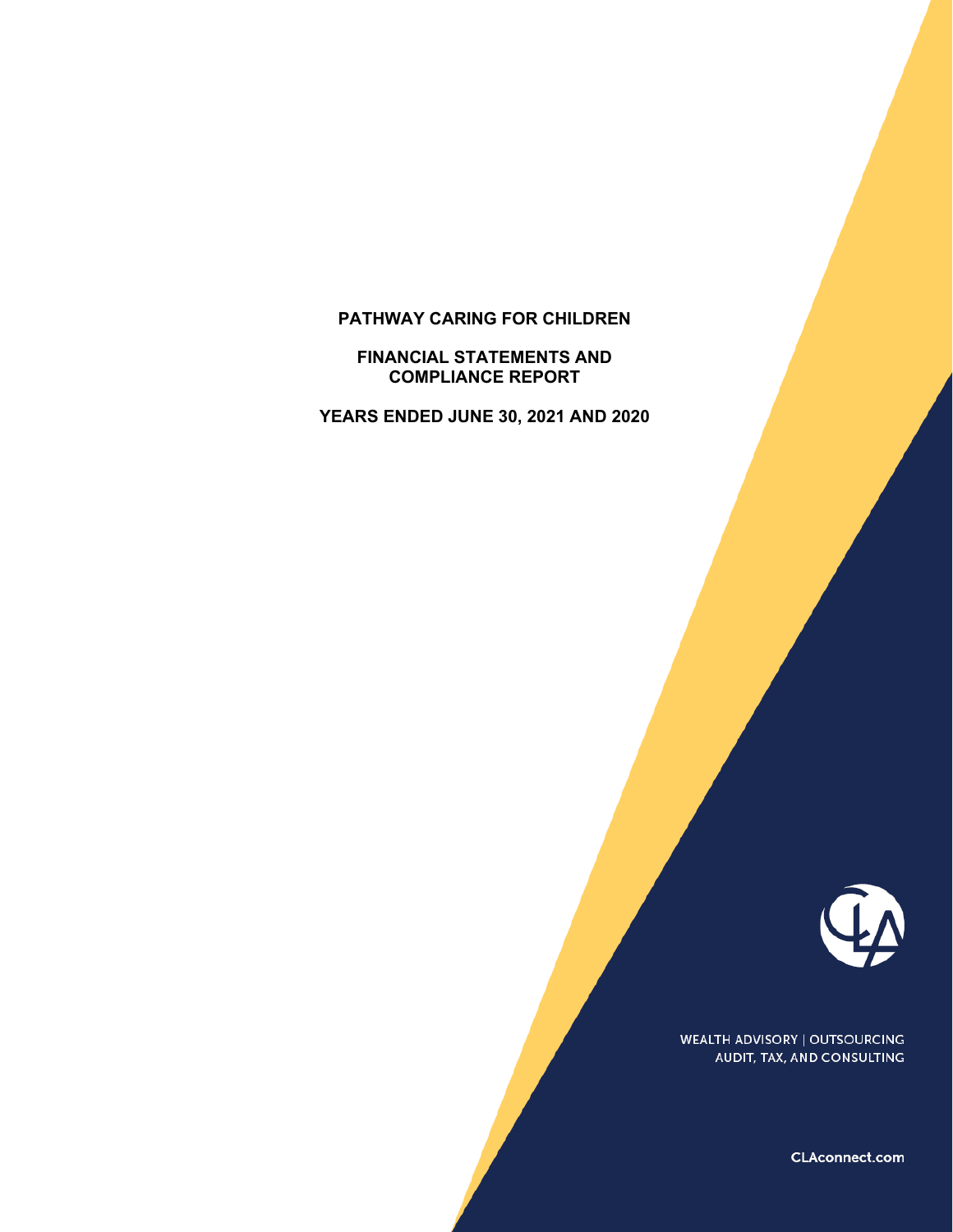# PATHWAY CARING FOR CHILDREN

## FINANCIAL STATEMENTS AND COMPLIANCE REPORT

## YEARS ENDED JUNE 30, 2021 AND 2020

WEALTH ADVISORY | OUTSOURCING
AUDIT, TAX, AND CONSULTING

CLAconnect.com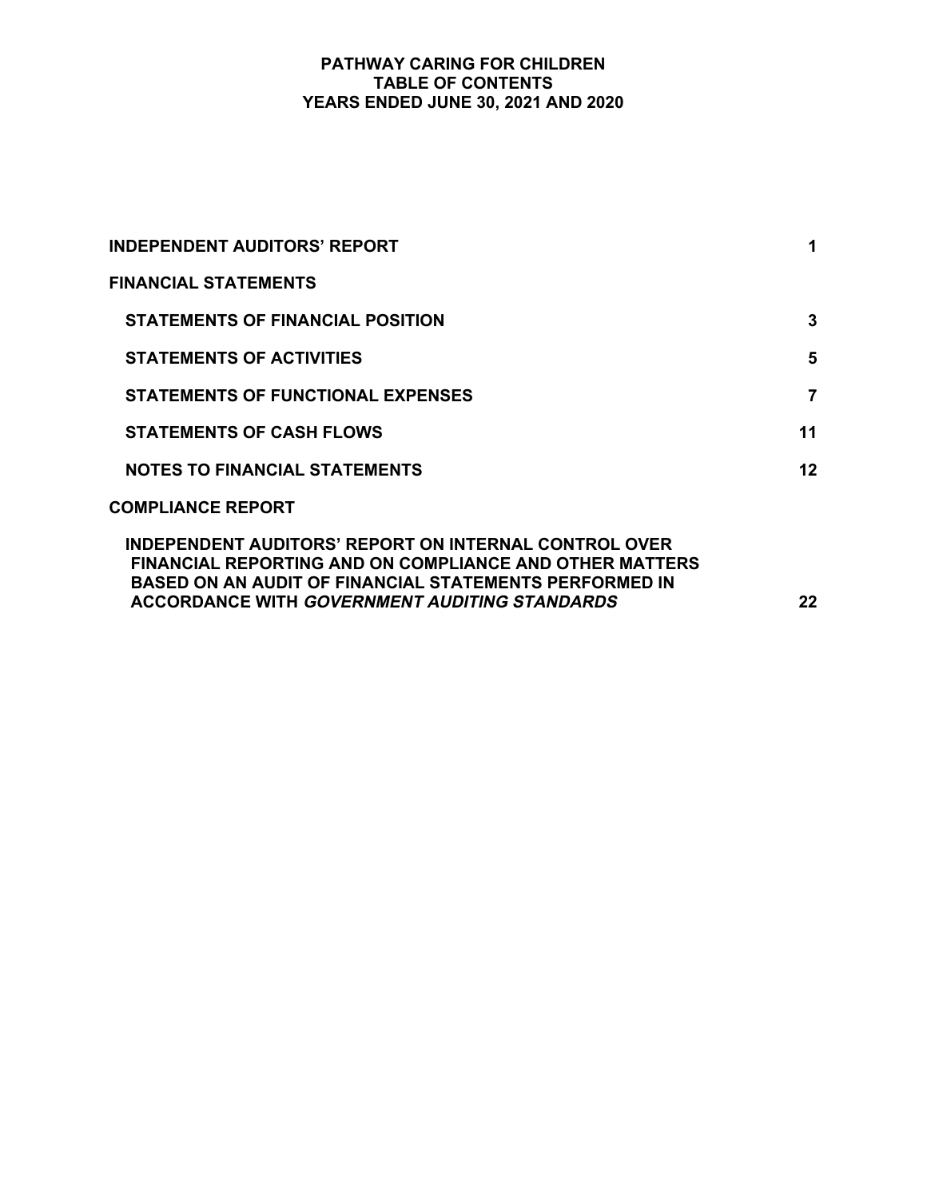# PATHWAY CARING FOR CHILDREN
## TABLE OF CONTENTS
### YEARS ENDED JUNE 30, 2021 AND 2020

| | |
|---|---|
| **INDEPENDENT AUDITORS' REPORT** | **1** |
| **FINANCIAL STATEMENTS** | |
| **STATEMENTS OF FINANCIAL POSITION** | **3** |
| **STATEMENTS OF ACTIVITIES** | **5** |
| **STATEMENTS OF FUNCTIONAL EXPENSES** | **7** |
| **STATEMENTS OF CASH FLOWS** | **11** |
| **NOTES TO FINANCIAL STATEMENTS** | **12** |
| **COMPLIANCE REPORT** | |
| **INDEPENDENT AUDITORS' REPORT ON INTERNAL CONTROL OVER FINANCIAL REPORTING AND ON COMPLIANCE AND OTHER MATTERS BASED ON AN AUDIT OF FINANCIAL STATEMENTS PERFORMED IN ACCORDANCE WITH *GOVERNMENT AUDITING STANDARDS*** | **22** |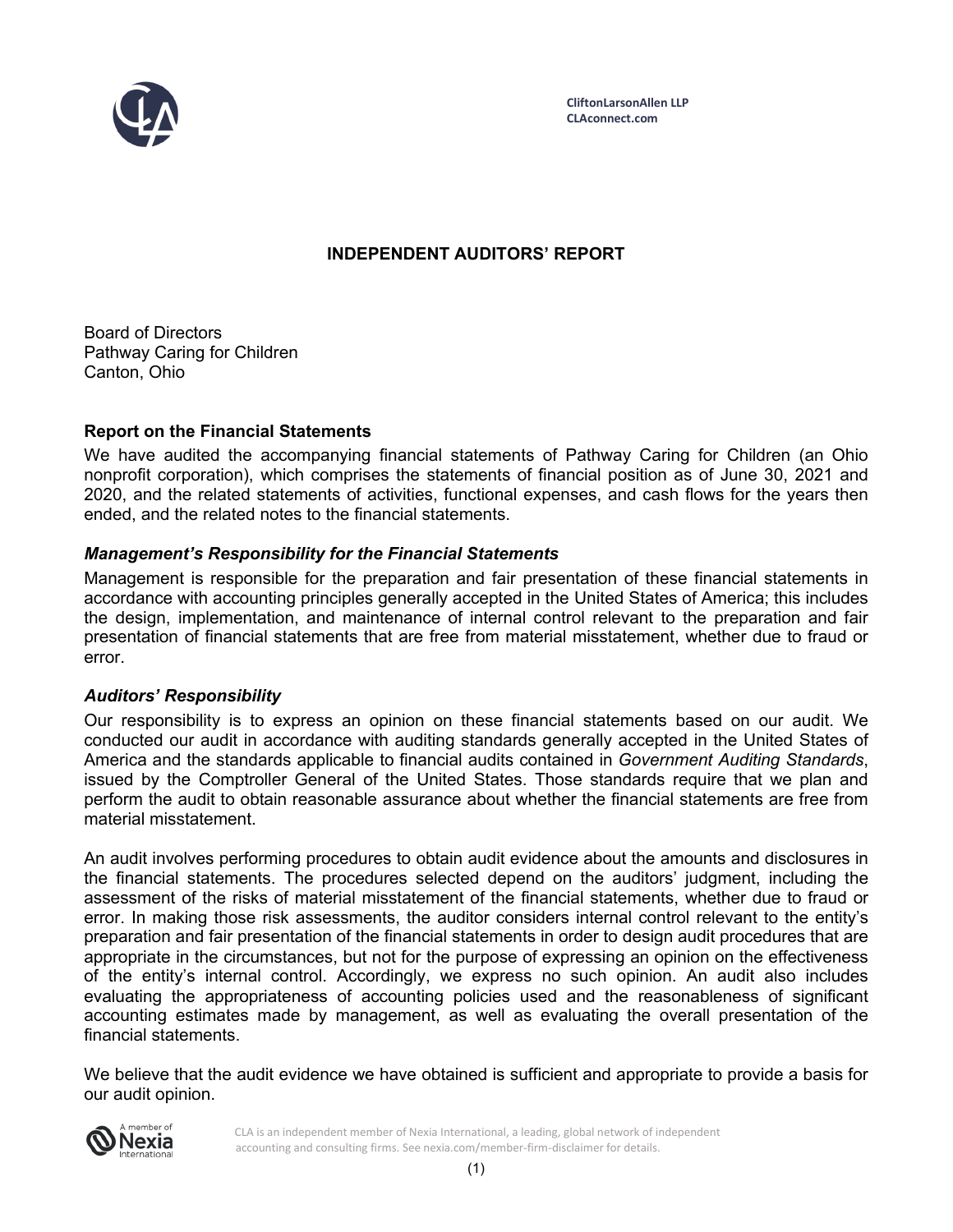CliftonLarsonAllen LLP
CLAconnect.com

# INDEPENDENT AUDITORS' REPORT

Board of Directors
Pathway Caring for Children
Canton, Ohio

## Report on the Financial Statements

We have audited the accompanying financial statements of Pathway Caring for Children (an Ohio nonprofit corporation), which comprises the statements of financial position as of June 30, 2021 and 2020, and the related statements of activities, functional expenses, and cash flows for the years then ended, and the related notes to the financial statements.

### *Management's Responsibility for the Financial Statements*

Management is responsible for the preparation and fair presentation of these financial statements in accordance with accounting principles generally accepted in the United States of America; this includes the design, implementation, and maintenance of internal control relevant to the preparation and fair presentation of financial statements that are free from material misstatement, whether due to fraud or error.

### *Auditors' Responsibility*

Our responsibility is to express an opinion on these financial statements based on our audit. We conducted our audit in accordance with auditing standards generally accepted in the United States of America and the standards applicable to financial audits contained in *Government Auditing Standards*, issued by the Comptroller General of the United States. Those standards require that we plan and perform the audit to obtain reasonable assurance about whether the financial statements are free from material misstatement.

An audit involves performing procedures to obtain audit evidence about the amounts and disclosures in the financial statements. The procedures selected depend on the auditors' judgment, including the assessment of the risks of material misstatement of the financial statements, whether due to fraud or error. In making those risk assessments, the auditor considers internal control relevant to the entity's preparation and fair presentation of the financial statements in order to design audit procedures that are appropriate in the circumstances, but not for the purpose of expressing an opinion on the effectiveness of the entity's internal control. Accordingly, we express no such opinion. An audit also includes evaluating the appropriateness of accounting policies used and the reasonableness of significant accounting estimates made by management, as well as evaluating the overall presentation of the financial statements.

We believe that the audit evidence we have obtained is sufficient and appropriate to provide a basis for our audit opinion.

A member of Nexia International

CLA is an independent member of Nexia International, a leading, global network of independent accounting and consulting firms. See nexia.com/member-firm-disclaimer for details.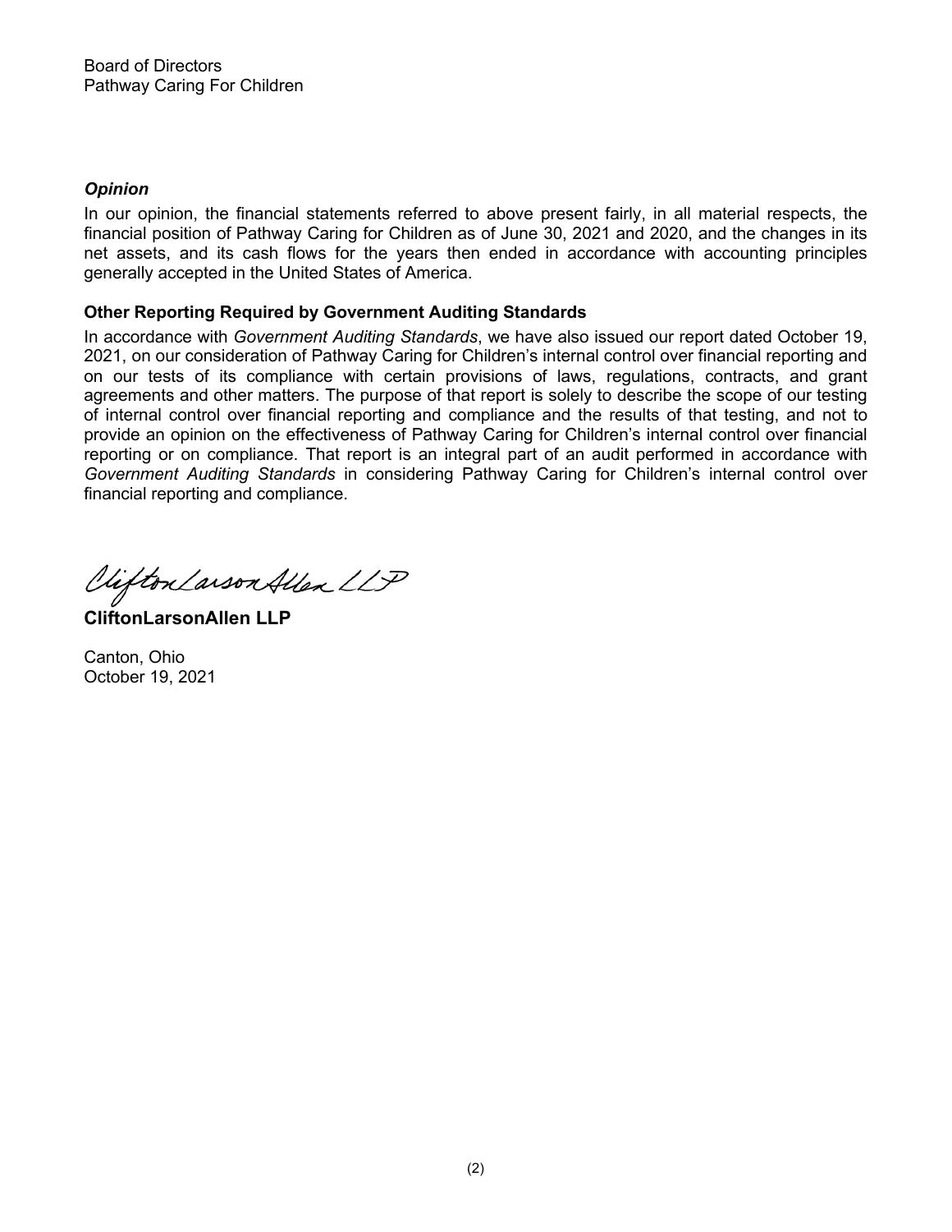Board of Directors
Pathway Caring For Children

### *Opinion*

In our opinion, the financial statements referred to above present fairly, in all material respects, the financial position of Pathway Caring for Children as of June 30, 2021 and 2020, and the changes in its net assets, and its cash flows for the years then ended in accordance with accounting principles generally accepted in the United States of America.

## Other Reporting Required by Government Auditing Standards

In accordance with *Government Auditing Standards*, we have also issued our report dated October 19, 2021, on our consideration of Pathway Caring for Children's internal control over financial reporting and on our tests of its compliance with certain provisions of laws, regulations, contracts, and grant agreements and other matters. The purpose of that report is solely to describe the scope of our testing of internal control over financial reporting and compliance and the results of that testing, and not to provide an opinion on the effectiveness of Pathway Caring for Children's internal control over financial reporting or on compliance. That report is an integral part of an audit performed in accordance with *Government Auditing Standards* in considering Pathway Caring for Children's internal control over financial reporting and compliance.

CliftonLarsonAllen LLP

**CliftonLarsonAllen LLP**

Canton, Ohio
October 19, 2021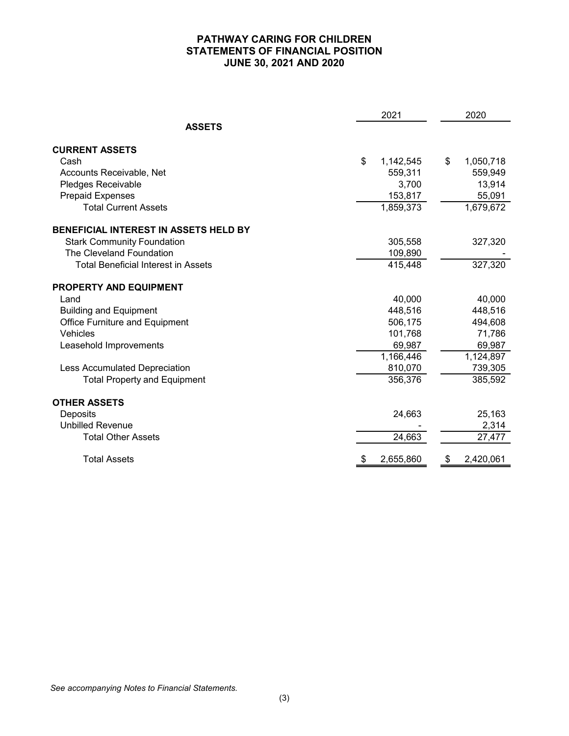# PATHWAY CARING FOR CHILDREN
## STATEMENTS OF FINANCIAL POSITION
## JUNE 30, 2021 AND 2020

| | 2021 | 2020 |
|---|---|---|
| **ASSETS** | | |
| **CURRENT ASSETS** | | |
| Cash | $ 1,142,545 | $ 1,050,718 |
| Accounts Receivable, Net | 559,311 | 559,949 |
| Pledges Receivable | 3,700 | 13,914 |
| Prepaid Expenses | 153,817 | 55,091 |
| Total Current Assets | 1,859,373 | 1,679,672 |
| **BENEFICIAL INTEREST IN ASSETS HELD BY** | | |
| Stark Community Foundation | 305,558 | 327,320 |
| The Cleveland Foundation | 109,890 | - |
| Total Beneficial Interest in Assets | 415,448 | 327,320 |
| **PROPERTY AND EQUIPMENT** | | |
| Land | 40,000 | 40,000 |
| Building and Equipment | 448,516 | 448,516 |
| Office Furniture and Equipment | 506,175 | 494,608 |
| Vehicles | 101,768 | 71,786 |
| Leasehold Improvements | 69,987 | 69,987 |
| | 1,166,446 | 1,124,897 |
| Less Accumulated Depreciation | 810,070 | 739,305 |
| Total Property and Equipment | 356,376 | 385,592 |
| **OTHER ASSETS** | | |
| Deposits | 24,663 | 25,163 |
| Unbilled Revenue | - | 2,314 |
| Total Other Assets | 24,663 | 27,477 |
| Total Assets | $ 2,655,860 | $ 2,420,061 |

*See accompanying Notes to Financial Statements.*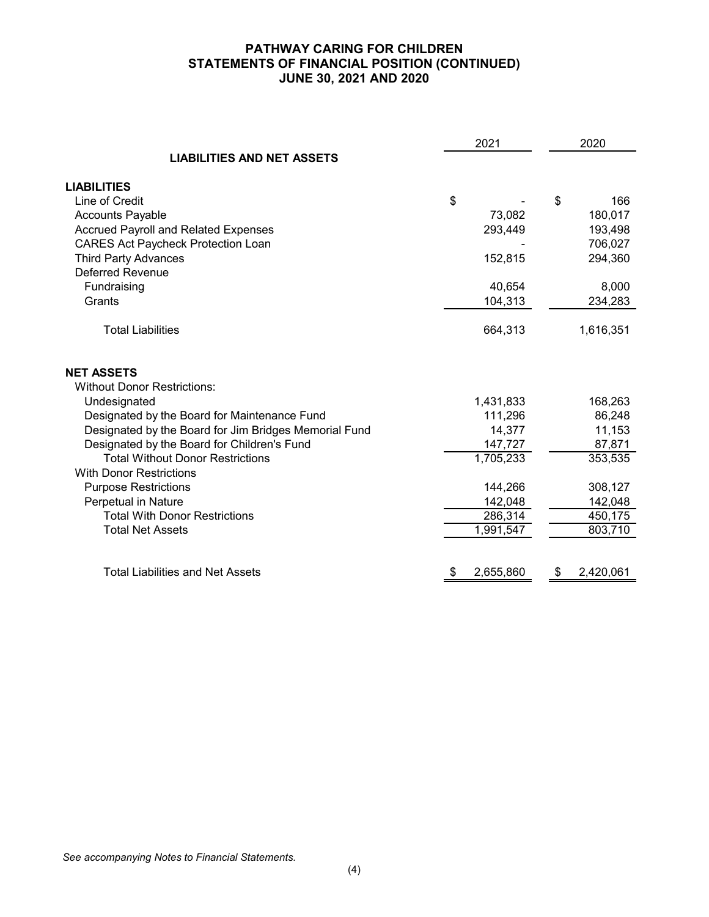# PATHWAY CARING FOR CHILDREN
## STATEMENTS OF FINANCIAL POSITION (CONTINUED)
## JUNE 30, 2021 AND 2020

| | 2021 | 2020 |
|---|---|---|
| **LIABILITIES AND NET ASSETS** | | |
| **LIABILITIES** | | |
| Line of Credit | $ - | $ 166 |
| Accounts Payable | 73,082 | 180,017 |
| Accrued Payroll and Related Expenses | 293,449 | 193,498 |
| CARES Act Paycheck Protection Loan | - | 706,027 |
| Third Party Advances | 152,815 | 294,360 |
| Deferred Revenue | | |
| Fundraising | 40,654 | 8,000 |
| Grants | 104,313 | 234,283 |
| Total Liabilities | 664,313 | 1,616,351 |
| **NET ASSETS** | | |
| Without Donor Restrictions: | | |
| Undesignated | 1,431,833 | 168,263 |
| Designated by the Board for Maintenance Fund | 111,296 | 86,248 |
| Designated by the Board for Jim Bridges Memorial Fund | 14,377 | 11,153 |
| Designated by the Board for Children's Fund | 147,727 | 87,871 |
| Total Without Donor Restrictions | 1,705,233 | 353,535 |
| With Donor Restrictions | | |
| Purpose Restrictions | 144,266 | 308,127 |
| Perpetual in Nature | 142,048 | 142,048 |
| Total With Donor Restrictions | 286,314 | 450,175 |
| Total Net Assets | 1,991,547 | 803,710 |
| Total Liabilities and Net Assets | $ 2,655,860 | $ 2,420,061 |

*See accompanying Notes to Financial Statements.*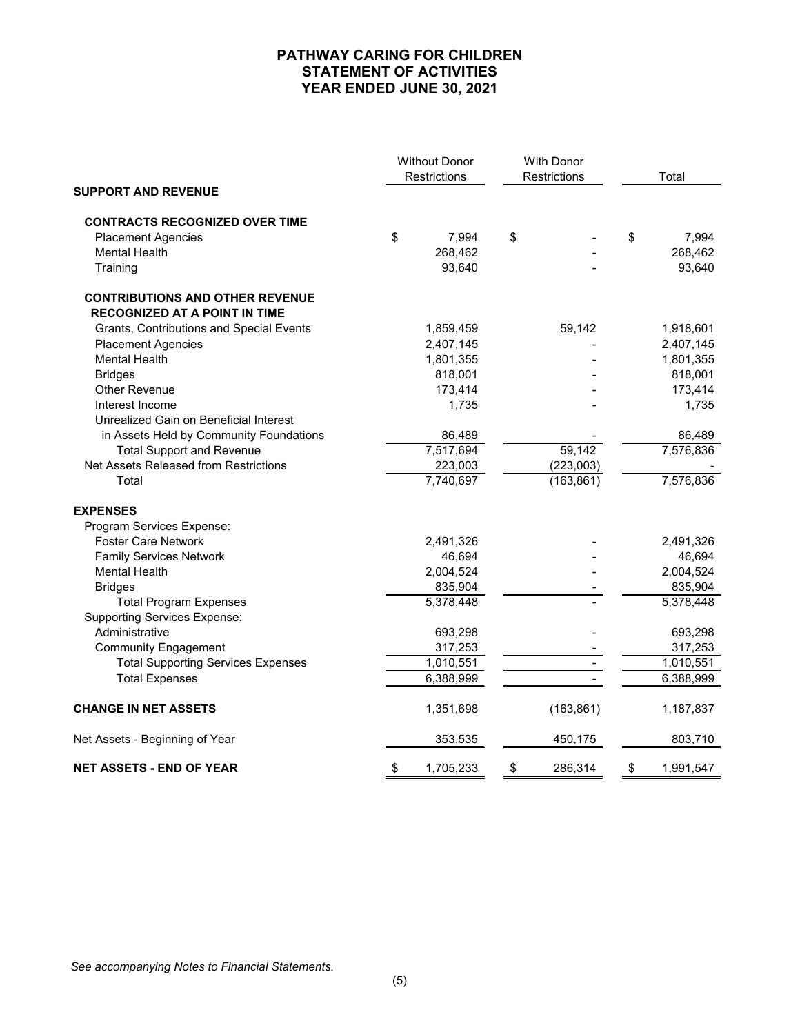# PATHWAY CARING FOR CHILDREN
## STATEMENT OF ACTIVITIES
## YEAR ENDED JUNE 30, 2021

| | Without Donor Restrictions | With Donor Restrictions | Total |
|---|---|---|---|
| **SUPPORT AND REVENUE** | | | |
| **CONTRACTS RECOGNIZED OVER TIME** | | | |
| Placement Agencies | $ 7,994 | $ - | $ 7,994 |
| Mental Health | 268,462 | - | 268,462 |
| Training | 93,640 | - | 93,640 |
| **CONTRIBUTIONS AND OTHER REVENUE RECOGNIZED AT A POINT IN TIME** | | | |
| Grants, Contributions and Special Events | 1,859,459 | 59,142 | 1,918,601 |
| Placement Agencies | 2,407,145 | - | 2,407,145 |
| Mental Health | 1,801,355 | - | 1,801,355 |
| Bridges | 818,001 | - | 818,001 |
| Other Revenue | 173,414 | - | 173,414 |
| Interest Income | 1,735 | - | 1,735 |
| Unrealized Gain on Beneficial Interest in Assets Held by Community Foundations | 86,489 | - | 86,489 |
| Total Support and Revenue | 7,517,694 | 59,142 | 7,576,836 |
| Net Assets Released from Restrictions | 223,003 | (223,003) | - |
| Total | 7,740,697 | (163,861) | 7,576,836 |
| **EXPENSES** | | | |
| Program Services Expense: | | | |
| Foster Care Network | 2,491,326 | - | 2,491,326 |
| Family Services Network | 46,694 | - | 46,694 |
| Mental Health | 2,004,524 | - | 2,004,524 |
| Bridges | 835,904 | - | 835,904 |
| Total Program Expenses | 5,378,448 | - | 5,378,448 |
| Supporting Services Expense: | | | |
| Administrative | 693,298 | - | 693,298 |
| Community Engagement | 317,253 | - | 317,253 |
| Total Supporting Services Expenses | 1,010,551 | - | 1,010,551 |
| Total Expenses | 6,388,999 | - | 6,388,999 |
| **CHANGE IN NET ASSETS** | 1,351,698 | (163,861) | 1,187,837 |
| Net Assets - Beginning of Year | 353,535 | 450,175 | 803,710 |
| **NET ASSETS - END OF YEAR** | $ 1,705,233 | $ 286,314 | $ 1,991,547 |

*See accompanying Notes to Financial Statements.*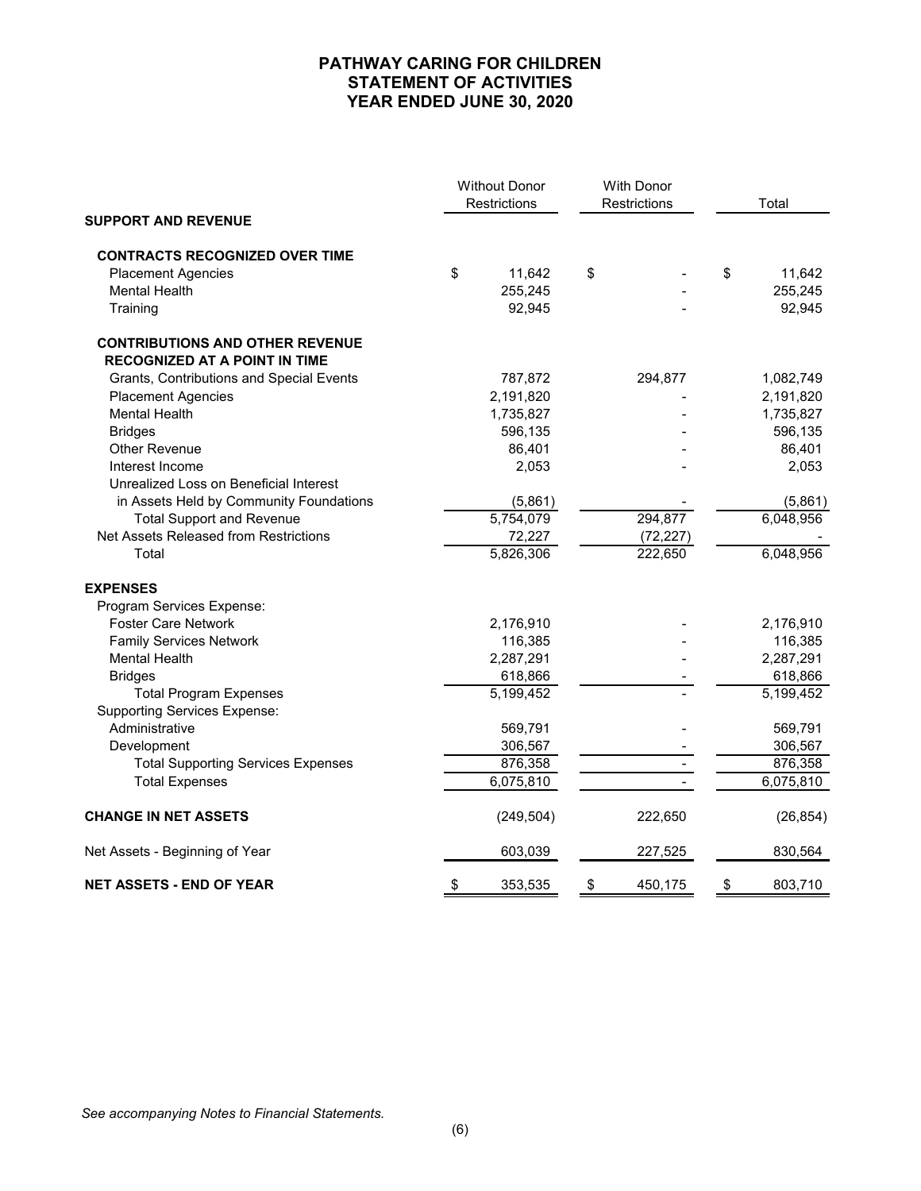# PATHWAY CARING FOR CHILDREN
## STATEMENT OF ACTIVITIES
## YEAR ENDED JUNE 30, 2020

| | Without Donor Restrictions | With Donor Restrictions | Total |
|---|---|---|---|
| **SUPPORT AND REVENUE** | | | |
| **CONTRACTS RECOGNIZED OVER TIME** | | | |
| Placement Agencies | $ 11,642 | $ - | $ 11,642 |
| Mental Health | 255,245 | - | 255,245 |
| Training | 92,945 | - | 92,945 |
| **CONTRIBUTIONS AND OTHER REVENUE RECOGNIZED AT A POINT IN TIME** | | | |
| Grants, Contributions and Special Events | 787,872 | 294,877 | 1,082,749 |
| Placement Agencies | 2,191,820 | - | 2,191,820 |
| Mental Health | 1,735,827 | - | 1,735,827 |
| Bridges | 596,135 | - | 596,135 |
| Other Revenue | 86,401 | - | 86,401 |
| Interest Income | 2,053 | - | 2,053 |
| Unrealized Loss on Beneficial Interest in Assets Held by Community Foundations | (5,861) | - | (5,861) |
| Total Support and Revenue | 5,754,079 | 294,877 | 6,048,956 |
| Net Assets Released from Restrictions | 72,227 | (72,227) | - |
| Total | 5,826,306 | 222,650 | 6,048,956 |
| **EXPENSES** | | | |
| Program Services Expense: | | | |
| Foster Care Network | 2,176,910 | - | 2,176,910 |
| Family Services Network | 116,385 | - | 116,385 |
| Mental Health | 2,287,291 | - | 2,287,291 |
| Bridges | 618,866 | - | 618,866 |
| Total Program Expenses | 5,199,452 | - | 5,199,452 |
| Supporting Services Expense: | | | |
| Administrative | 569,791 | - | 569,791 |
| Development | 306,567 | - | 306,567 |
| Total Supporting Services Expenses | 876,358 | - | 876,358 |
| Total Expenses | 6,075,810 | - | 6,075,810 |
| **CHANGE IN NET ASSETS** | (249,504) | 222,650 | (26,854) |
| Net Assets - Beginning of Year | 603,039 | 227,525 | 830,564 |
| **NET ASSETS - END OF YEAR** | $ 353,535 | $ 450,175 | $ 803,710 |

*See accompanying Notes to Financial Statements.*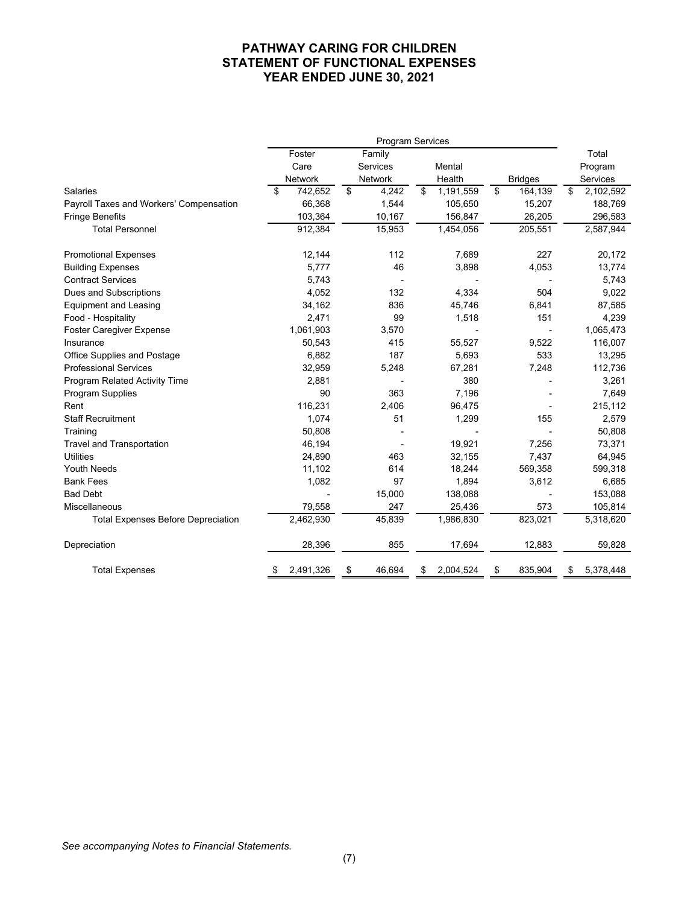# PATHWAY CARING FOR CHILDREN
# STATEMENT OF FUNCTIONAL EXPENSES
# YEAR ENDED JUNE 30, 2021

| | Program Services | | | | |
|---|---|---|---|---|---|
| | Foster Care Network | Family Services Network | Mental Health | Bridges | Total Program Services |
| Salaries | $ 742,652 | $ 4,242 | $ 1,191,559 | $ 164,139 | $ 2,102,592 |
| Payroll Taxes and Workers' Compensation | 66,368 | 1,544 | 105,650 | 15,207 | 188,769 |
| Fringe Benefits | 103,364 | 10,167 | 156,847 | 26,205 | 296,583 |
| Total Personnel | 912,384 | 15,953 | 1,454,056 | 205,551 | 2,587,944 |
| Promotional Expenses | 12,144 | 112 | 7,689 | 227 | 20,172 |
| Building Expenses | 5,777 | 46 | 3,898 | 4,053 | 13,774 |
| Contract Services | 5,743 | - | - | - | 5,743 |
| Dues and Subscriptions | 4,052 | 132 | 4,334 | 504 | 9,022 |
| Equipment and Leasing | 34,162 | 836 | 45,746 | 6,841 | 87,585 |
| Food - Hospitality | 2,471 | 99 | 1,518 | 151 | 4,239 |
| Foster Caregiver Expense | 1,061,903 | 3,570 | - | - | 1,065,473 |
| Insurance | 50,543 | 415 | 55,527 | 9,522 | 116,007 |
| Office Supplies and Postage | 6,882 | 187 | 5,693 | 533 | 13,295 |
| Professional Services | 32,959 | 5,248 | 67,281 | 7,248 | 112,736 |
| Program Related Activity Time | 2,881 | - | 380 | - | 3,261 |
| Program Supplies | 90 | 363 | 7,196 | - | 7,649 |
| Rent | 116,231 | 2,406 | 96,475 | - | 215,112 |
| Staff Recruitment | 1,074 | 51 | 1,299 | 155 | 2,579 |
| Training | 50,808 | - | - | - | 50,808 |
| Travel and Transportation | 46,194 | - | 19,921 | 7,256 | 73,371 |
| Utilities | 24,890 | 463 | 32,155 | 7,437 | 64,945 |
| Youth Needs | 11,102 | 614 | 18,244 | 569,358 | 599,318 |
| Bank Fees | 1,082 | 97 | 1,894 | 3,612 | 6,685 |
| Bad Debt | - | 15,000 | 138,088 | - | 153,088 |
| Miscellaneous | 79,558 | 247 | 25,436 | 573 | 105,814 |
| Total Expenses Before Depreciation | 2,462,930 | 45,839 | 1,986,830 | 823,021 | 5,318,620 |
| Depreciation | 28,396 | 855 | 17,694 | 12,883 | 59,828 |
| Total Expenses | $ 2,491,326 | $ 46,694 | $ 2,004,524 | $ 835,904 | $ 5,378,448 |

*See accompanying Notes to Financial Statements.*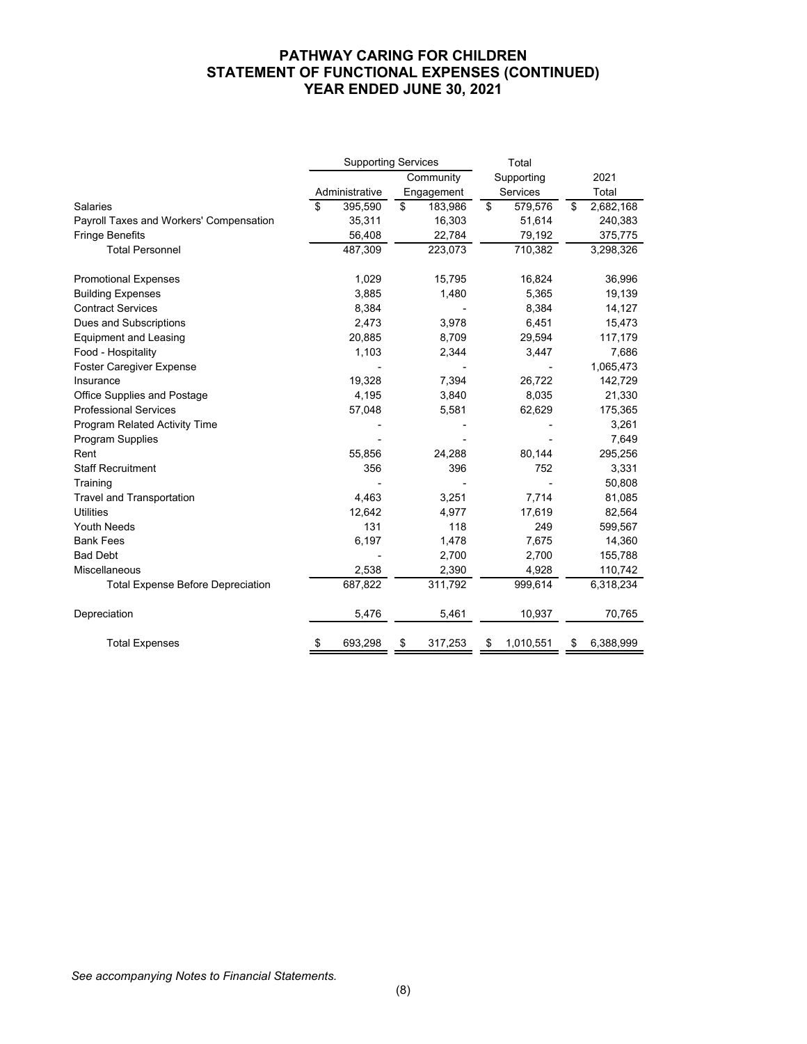## PATHWAY CARING FOR CHILDREN
## STATEMENT OF FUNCTIONAL EXPENSES (CONTINUED)
## YEAR ENDED JUNE 30, 2021

| | Supporting Services | | Total | |
|---|---|---|---|---|
| | Administrative | Community Engagement | Supporting Services | 2021 Total |
| Salaries | $ 395,590 | $ 183,986 | $ 579,576 | $ 2,682,168 |
| Payroll Taxes and Workers' Compensation | 35,311 | 16,303 | 51,614 | 240,383 |
| Fringe Benefits | 56,408 | 22,784 | 79,192 | 375,775 |
| Total Personnel | 487,309 | 223,073 | 710,382 | 3,298,326 |
| Promotional Expenses | 1,029 | 15,795 | 16,824 | 36,996 |
| Building Expenses | 3,885 | 1,480 | 5,365 | 19,139 |
| Contract Services | 8,384 | - | 8,384 | 14,127 |
| Dues and Subscriptions | 2,473 | 3,978 | 6,451 | 15,473 |
| Equipment and Leasing | 20,885 | 8,709 | 29,594 | 117,179 |
| Food - Hospitality | 1,103 | 2,344 | 3,447 | 7,686 |
| Foster Caregiver Expense | - | - | - | 1,065,473 |
| Insurance | 19,328 | 7,394 | 26,722 | 142,729 |
| Office Supplies and Postage | 4,195 | 3,840 | 8,035 | 21,330 |
| Professional Services | 57,048 | 5,581 | 62,629 | 175,365 |
| Program Related Activity Time | - | - | - | 3,261 |
| Program Supplies | - | - | - | 7,649 |
| Rent | 55,856 | 24,288 | 80,144 | 295,256 |
| Staff Recruitment | 356 | 396 | 752 | 3,331 |
| Training | - | - | - | 50,808 |
| Travel and Transportation | 4,463 | 3,251 | 7,714 | 81,085 |
| Utilities | 12,642 | 4,977 | 17,619 | 82,564 |
| Youth Needs | 131 | 118 | 249 | 599,567 |
| Bank Fees | 6,197 | 1,478 | 7,675 | 14,360 |
| Bad Debt | - | 2,700 | 2,700 | 155,788 |
| Miscellaneous | 2,538 | 2,390 | 4,928 | 110,742 |
| Total Expense Before Depreciation | 687,822 | 311,792 | 999,614 | 6,318,234 |
| Depreciation | 5,476 | 5,461 | 10,937 | 70,765 |
| Total Expenses | $ 693,298 | $ 317,253 | $ 1,010,551 | $ 6,388,999 |

*See accompanying Notes to Financial Statements.*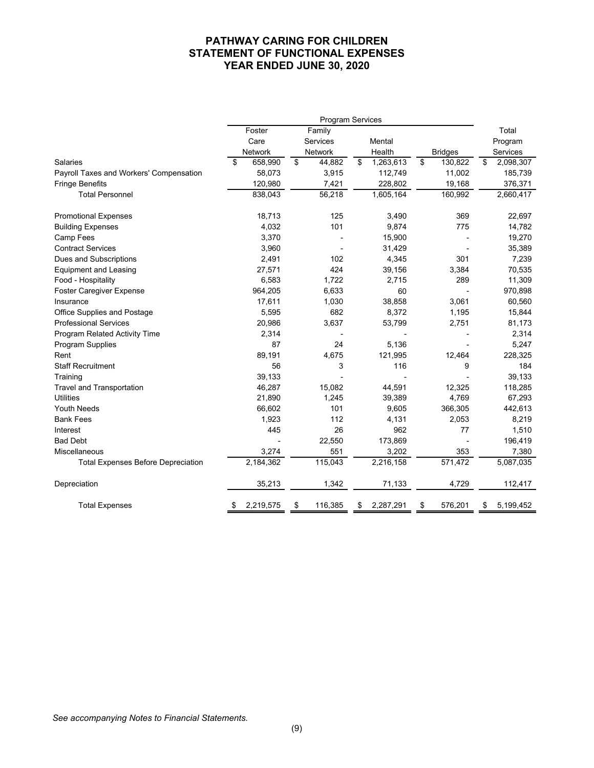# PATHWAY CARING FOR CHILDREN
# STATEMENT OF FUNCTIONAL EXPENSES
# YEAR ENDED JUNE 30, 2020

| | Program Services | | | | |
|---|---|---|---|---|---|
| | Foster Care Network | Family Services Network | Mental Health | Bridges | Total Program Services |
| Salaries | $ 658,990 | $ 44,882 | $ 1,263,613 | $ 130,822 | $ 2,098,307 |
| Payroll Taxes and Workers' Compensation | 58,073 | 3,915 | 112,749 | 11,002 | 185,739 |
| Fringe Benefits | 120,980 | 7,421 | 228,802 | 19,168 | 376,371 |
| Total Personnel | 838,043 | 56,218 | 1,605,164 | 160,992 | 2,660,417 |
| Promotional Expenses | 18,713 | 125 | 3,490 | 369 | 22,697 |
| Building Expenses | 4,032 | 101 | 9,874 | 775 | 14,782 |
| Camp Fees | 3,370 | - | 15,900 | - | 19,270 |
| Contract Services | 3,960 | - | 31,429 | - | 35,389 |
| Dues and Subscriptions | 2,491 | 102 | 4,345 | 301 | 7,239 |
| Equipment and Leasing | 27,571 | 424 | 39,156 | 3,384 | 70,535 |
| Food - Hospitality | 6,583 | 1,722 | 2,715 | 289 | 11,309 |
| Foster Caregiver Expense | 964,205 | 6,633 | 60 | - | 970,898 |
| Insurance | 17,611 | 1,030 | 38,858 | 3,061 | 60,560 |
| Office Supplies and Postage | 5,595 | 682 | 8,372 | 1,195 | 15,844 |
| Professional Services | 20,986 | 3,637 | 53,799 | 2,751 | 81,173 |
| Program Related Activity Time | 2,314 | - | - | - | 2,314 |
| Program Supplies | 87 | 24 | 5,136 | - | 5,247 |
| Rent | 89,191 | 4,675 | 121,995 | 12,464 | 228,325 |
| Staff Recruitment | 56 | 3 | 116 | 9 | 184 |
| Training | 39,133 | - | - | - | 39,133 |
| Travel and Transportation | 46,287 | 15,082 | 44,591 | 12,325 | 118,285 |
| Utilities | 21,890 | 1,245 | 39,389 | 4,769 | 67,293 |
| Youth Needs | 66,602 | 101 | 9,605 | 366,305 | 442,613 |
| Bank Fees | 1,923 | 112 | 4,131 | 2,053 | 8,219 |
| Interest | 445 | 26 | 962 | 77 | 1,510 |
| Bad Debt | - | 22,550 | 173,869 | - | 196,419 |
| Miscellaneous | 3,274 | 551 | 3,202 | 353 | 7,380 |
| Total Expenses Before Depreciation | 2,184,362 | 115,043 | 2,216,158 | 571,472 | 5,087,035 |
| Depreciation | 35,213 | 1,342 | 71,133 | 4,729 | 112,417 |
| Total Expenses | $ 2,219,575 | $ 116,385 | $ 2,287,291 | $ 576,201 | $ 5,199,452 |

*See accompanying Notes to Financial Statements.*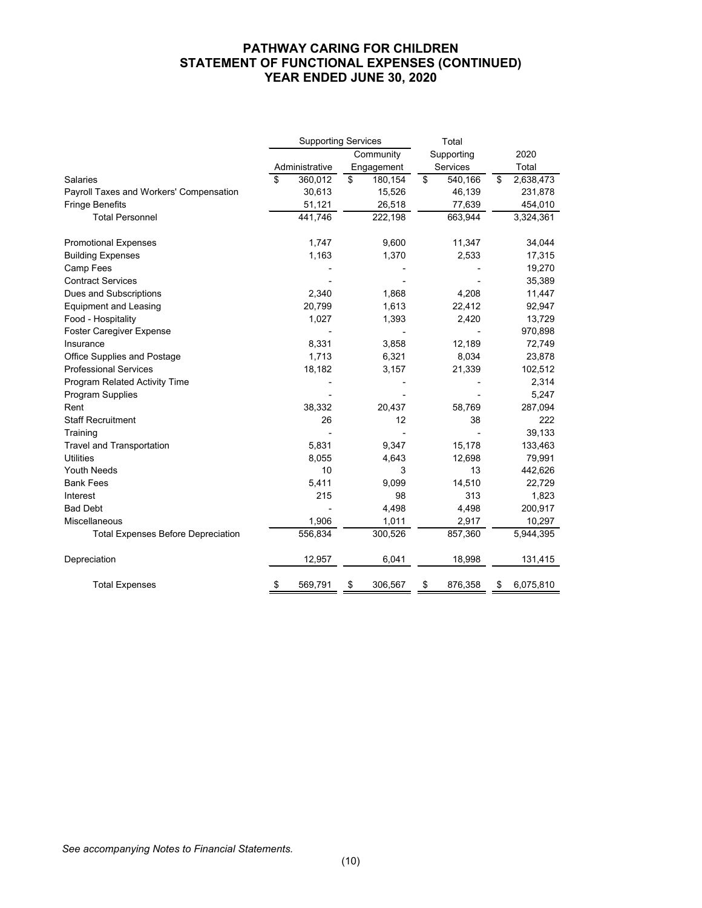# PATHWAY CARING FOR CHILDREN
# STATEMENT OF FUNCTIONAL EXPENSES (CONTINUED)
# YEAR ENDED JUNE 30, 2020

| | Supporting Services | | Total | |
|---|---|---|---|---|
| | Administrative | Community Engagement | Supporting Services | 2020 Total |
| Salaries | $ 360,012 | $ 180,154 | $ 540,166 | $ 2,638,473 |
| Payroll Taxes and Workers' Compensation | 30,613 | 15,526 | 46,139 | 231,878 |
| Fringe Benefits | 51,121 | 26,518 | 77,639 | 454,010 |
| Total Personnel | 441,746 | 222,198 | 663,944 | 3,324,361 |
| Promotional Expenses | 1,747 | 9,600 | 11,347 | 34,044 |
| Building Expenses | 1,163 | 1,370 | 2,533 | 17,315 |
| Camp Fees | - | - | - | 19,270 |
| Contract Services | - | - | - | 35,389 |
| Dues and Subscriptions | 2,340 | 1,868 | 4,208 | 11,447 |
| Equipment and Leasing | 20,799 | 1,613 | 22,412 | 92,947 |
| Food - Hospitality | 1,027 | 1,393 | 2,420 | 13,729 |
| Foster Caregiver Expense | - | - | - | 970,898 |
| Insurance | 8,331 | 3,858 | 12,189 | 72,749 |
| Office Supplies and Postage | 1,713 | 6,321 | 8,034 | 23,878 |
| Professional Services | 18,182 | 3,157 | 21,339 | 102,512 |
| Program Related Activity Time | - | - | - | 2,314 |
| Program Supplies | - | - | - | 5,247 |
| Rent | 38,332 | 20,437 | 58,769 | 287,094 |
| Staff Recruitment | 26 | 12 | 38 | 222 |
| Training | - | - | - | 39,133 |
| Travel and Transportation | 5,831 | 9,347 | 15,178 | 133,463 |
| Utilities | 8,055 | 4,643 | 12,698 | 79,991 |
| Youth Needs | 10 | 3 | 13 | 442,626 |
| Bank Fees | 5,411 | 9,099 | 14,510 | 22,729 |
| Interest | 215 | 98 | 313 | 1,823 |
| Bad Debt | - | 4,498 | 4,498 | 200,917 |
| Miscellaneous | 1,906 | 1,011 | 2,917 | 10,297 |
| Total Expenses Before Depreciation | 556,834 | 300,526 | 857,360 | 5,944,395 |
| Depreciation | 12,957 | 6,041 | 18,998 | 131,415 |
| Total Expenses | $ 569,791 | $ 306,567 | $ 876,358 | $ 6,075,810 |

*See accompanying Notes to Financial Statements.*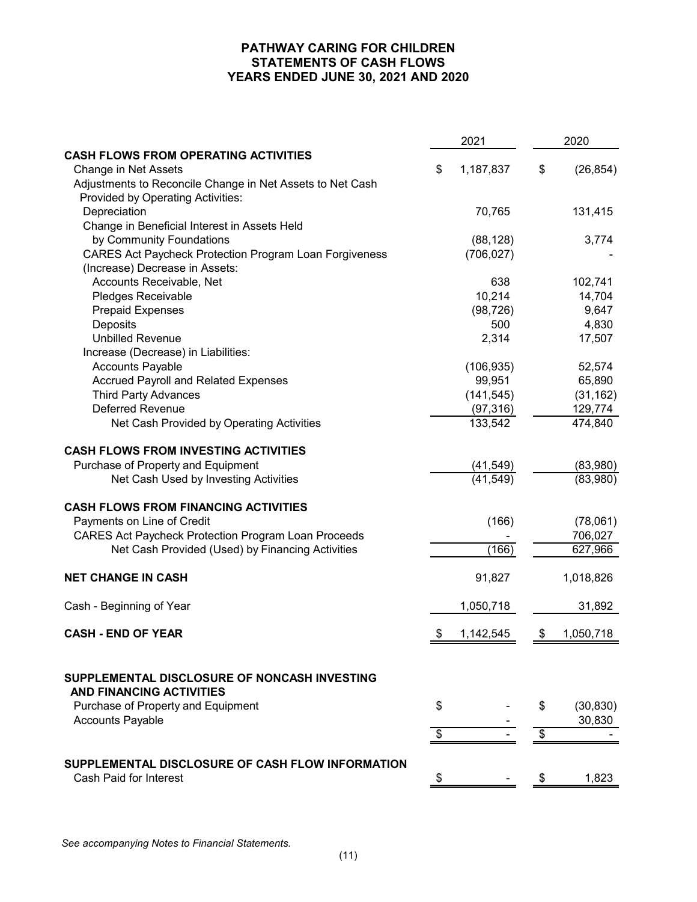# PATHWAY CARING FOR CHILDREN
## STATEMENTS OF CASH FLOWS
## YEARS ENDED JUNE 30, 2021 AND 2020

| | 2021 | 2020 |
|---|---|---|
| **CASH FLOWS FROM OPERATING ACTIVITIES** | | |
| Change in Net Assets | $ 1,187,837 | $ (26,854) |
| Adjustments to Reconcile Change in Net Assets to Net Cash Provided by Operating Activities: | | |
| Depreciation | 70,765 | 131,415 |
| Change in Beneficial Interest in Assets Held by Community Foundations | (88,128) | 3,774 |
| CARES Act Paycheck Protection Program Loan Forgiveness | (706,027) | - |
| (Increase) Decrease in Assets: | | |
| Accounts Receivable, Net | 638 | 102,741 |
| Pledges Receivable | 10,214 | 14,704 |
| Prepaid Expenses | (98,726) | 9,647 |
| Deposits | 500 | 4,830 |
| Unbilled Revenue | 2,314 | 17,507 |
| Increase (Decrease) in Liabilities: | | |
| Accounts Payable | (106,935) | 52,574 |
| Accrued Payroll and Related Expenses | 99,951 | 65,890 |
| Third Party Advances | (141,545) | (31,162) |
| Deferred Revenue | (97,316) | 129,774 |
| Net Cash Provided by Operating Activities | 133,542 | 474,840 |
| **CASH FLOWS FROM INVESTING ACTIVITIES** | | |
| Purchase of Property and Equipment | (41,549) | (83,980) |
| Net Cash Used by Investing Activities | (41,549) | (83,980) |
| **CASH FLOWS FROM FINANCING ACTIVITIES** | | |
| Payments on Line of Credit | (166) | (78,061) |
| CARES Act Paycheck Protection Program Loan Proceeds | - | 706,027 |
| Net Cash Provided (Used) by Financing Activities | (166) | 627,966 |
| **NET CHANGE IN CASH** | 91,827 | 1,018,826 |
| Cash - Beginning of Year | 1,050,718 | 31,892 |
| **CASH - END OF YEAR** | $ 1,142,545 | $ 1,050,718 |
| **SUPPLEMENTAL DISCLOSURE OF NONCASH INVESTING AND FINANCING ACTIVITIES** | | |
| Purchase of Property and Equipment | $ - | $ (30,830) |
| Accounts Payable | - | 30,830 |
| | $ - | $ - |
| **SUPPLEMENTAL DISCLOSURE OF CASH FLOW INFORMATION** | | |
| Cash Paid for Interest | $ - | $ 1,823 |

*See accompanying Notes to Financial Statements.*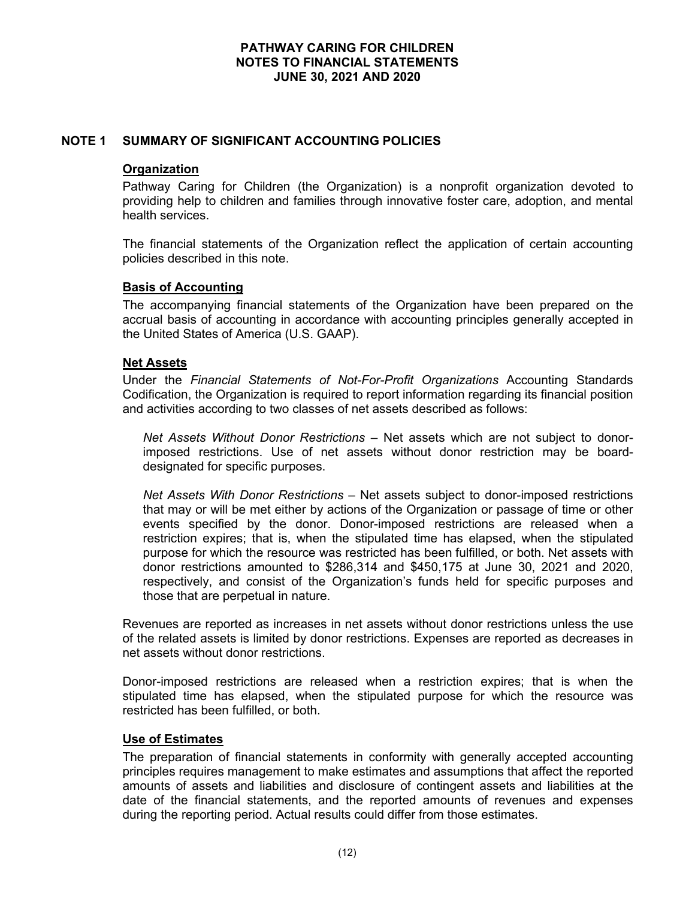# PATHWAY CARING FOR CHILDREN
## NOTES TO FINANCIAL STATEMENTS
## JUNE 30, 2021 AND 2020

## NOTE 1 SUMMARY OF SIGNIFICANT ACCOUNTING POLICIES

### Organization

Pathway Caring for Children (the Organization) is a nonprofit organization devoted to providing help to children and families through innovative foster care, adoption, and mental health services.

The financial statements of the Organization reflect the application of certain accounting policies described in this note.

### Basis of Accounting

The accompanying financial statements of the Organization have been prepared on the accrual basis of accounting in accordance with accounting principles generally accepted in the United States of America (U.S. GAAP).

### Net Assets

Under the *Financial Statements of Not-For-Profit Organizations* Accounting Standards Codification, the Organization is required to report information regarding its financial position and activities according to two classes of net assets described as follows:

*Net Assets Without Donor Restrictions* – Net assets which are not subject to donor-imposed restrictions. Use of net assets without donor restriction may be board-designated for specific purposes.

*Net Assets With Donor Restrictions* – Net assets subject to donor-imposed restrictions that may or will be met either by actions of the Organization or passage of time or other events specified by the donor. Donor-imposed restrictions are released when a restriction expires; that is, when the stipulated time has elapsed, when the stipulated purpose for which the resource was restricted has been fulfilled, or both. Net assets with donor restrictions amounted to $286,314 and $450,175 at June 30, 2021 and 2020, respectively, and consist of the Organization's funds held for specific purposes and those that are perpetual in nature.

Revenues are reported as increases in net assets without donor restrictions unless the use of the related assets is limited by donor restrictions. Expenses are reported as decreases in net assets without donor restrictions.

Donor-imposed restrictions are released when a restriction expires; that is when the stipulated time has elapsed, when the stipulated purpose for which the resource was restricted has been fulfilled, or both.

### Use of Estimates

The preparation of financial statements in conformity with generally accepted accounting principles requires management to make estimates and assumptions that affect the reported amounts of assets and liabilities and disclosure of contingent assets and liabilities at the date of the financial statements, and the reported amounts of revenues and expenses during the reporting period. Actual results could differ from those estimates.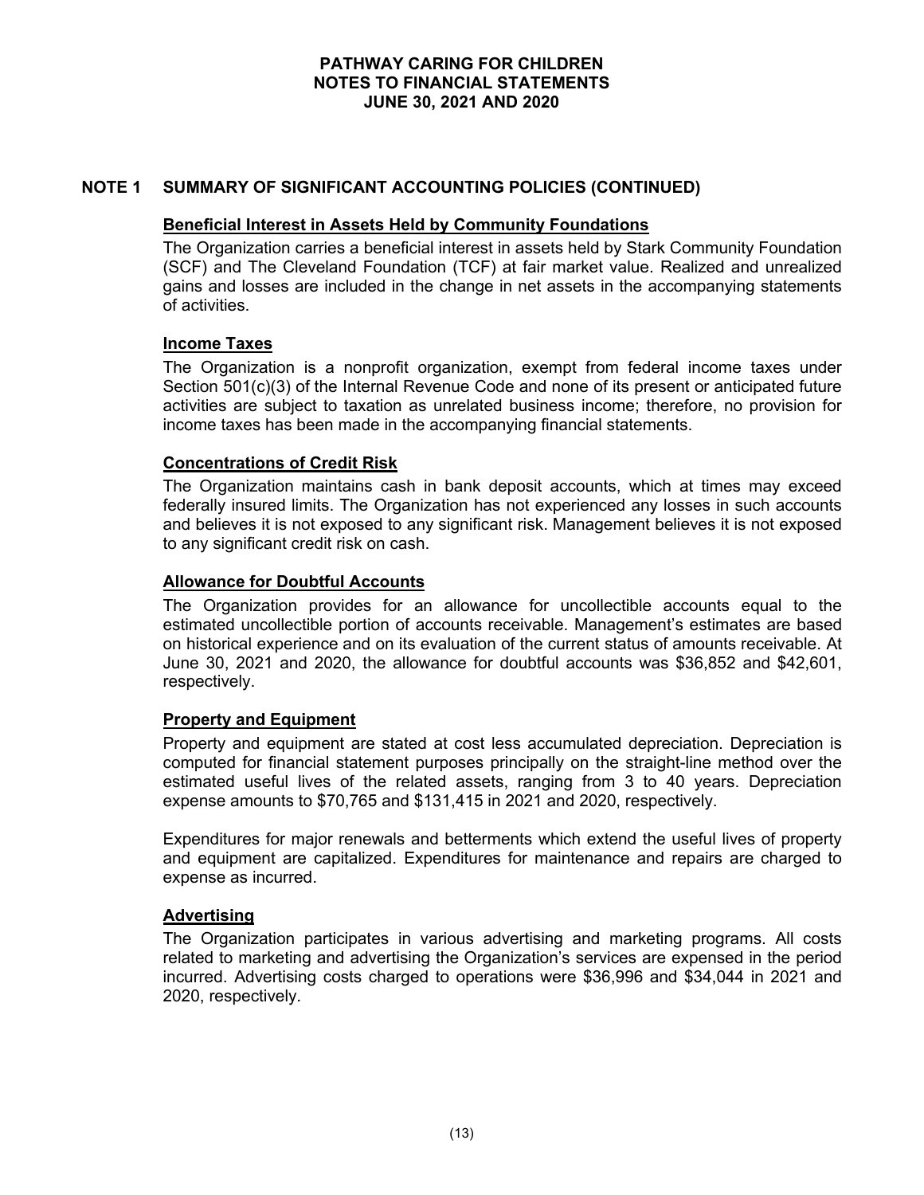## NOTE 1 SUMMARY OF SIGNIFICANT ACCOUNTING POLICIES (CONTINUED)

### Beneficial Interest in Assets Held by Community Foundations

The Organization carries a beneficial interest in assets held by Stark Community Foundation (SCF) and The Cleveland Foundation (TCF) at fair market value. Realized and unrealized gains and losses are included in the change in net assets in the accompanying statements of activities.

### Income Taxes

The Organization is a nonprofit organization, exempt from federal income taxes under Section 501(c)(3) of the Internal Revenue Code and none of its present or anticipated future activities are subject to taxation as unrelated business income; therefore, no provision for income taxes has been made in the accompanying financial statements.

### Concentrations of Credit Risk

The Organization maintains cash in bank deposit accounts, which at times may exceed federally insured limits. The Organization has not experienced any losses in such accounts and believes it is not exposed to any significant risk. Management believes it is not exposed to any significant credit risk on cash.

### Allowance for Doubtful Accounts

The Organization provides for an allowance for uncollectible accounts equal to the estimated uncollectible portion of accounts receivable. Management's estimates are based on historical experience and on its evaluation of the current status of amounts receivable. At June 30, 2021 and 2020, the allowance for doubtful accounts was $36,852 and $42,601, respectively.

### Property and Equipment

Property and equipment are stated at cost less accumulated depreciation. Depreciation is computed for financial statement purposes principally on the straight-line method over the estimated useful lives of the related assets, ranging from 3 to 40 years. Depreciation expense amounts to $70,765 and $131,415 in 2021 and 2020, respectively.

Expenditures for major renewals and betterments which extend the useful lives of property and equipment are capitalized. Expenditures for maintenance and repairs are charged to expense as incurred.

### Advertising

The Organization participates in various advertising and marketing programs. All costs related to marketing and advertising the Organization's services are expensed in the period incurred. Advertising costs charged to operations were $36,996 and $34,044 in 2021 and 2020, respectively.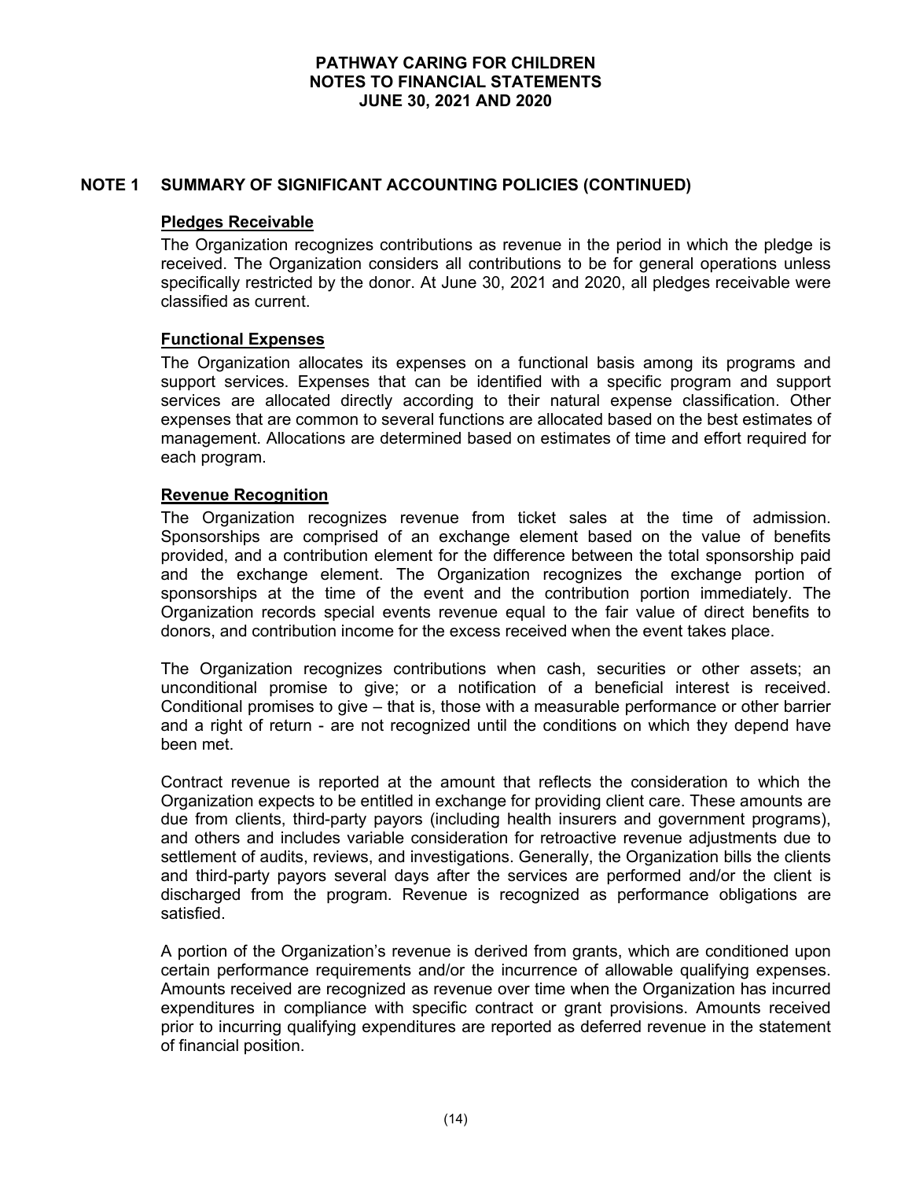## NOTE 1 SUMMARY OF SIGNIFICANT ACCOUNTING POLICIES (CONTINUED)

**Pledges Receivable**

The Organization recognizes contributions as revenue in the period in which the pledge is received. The Organization considers all contributions to be for general operations unless specifically restricted by the donor. At June 30, 2021 and 2020, all pledges receivable were classified as current.

**Functional Expenses**

The Organization allocates its expenses on a functional basis among its programs and support services. Expenses that can be identified with a specific program and support services are allocated directly according to their natural expense classification. Other expenses that are common to several functions are allocated based on the best estimates of management. Allocations are determined based on estimates of time and effort required for each program.

**Revenue Recognition**

The Organization recognizes revenue from ticket sales at the time of admission. Sponsorships are comprised of an exchange element based on the value of benefits provided, and a contribution element for the difference between the total sponsorship paid and the exchange element. The Organization recognizes the exchange portion of sponsorships at the time of the event and the contribution portion immediately. The Organization records special events revenue equal to the fair value of direct benefits to donors, and contribution income for the excess received when the event takes place.

The Organization recognizes contributions when cash, securities or other assets; an unconditional promise to give; or a notification of a beneficial interest is received. Conditional promises to give – that is, those with a measurable performance or other barrier and a right of return - are not recognized until the conditions on which they depend have been met.

Contract revenue is reported at the amount that reflects the consideration to which the Organization expects to be entitled in exchange for providing client care. These amounts are due from clients, third-party payors (including health insurers and government programs), and others and includes variable consideration for retroactive revenue adjustments due to settlement of audits, reviews, and investigations. Generally, the Organization bills the clients and third-party payors several days after the services are performed and/or the client is discharged from the program. Revenue is recognized as performance obligations are satisfied.

A portion of the Organization's revenue is derived from grants, which are conditioned upon certain performance requirements and/or the incurrence of allowable qualifying expenses. Amounts received are recognized as revenue over time when the Organization has incurred expenditures in compliance with specific contract or grant provisions. Amounts received prior to incurring qualifying expenditures are reported as deferred revenue in the statement of financial position.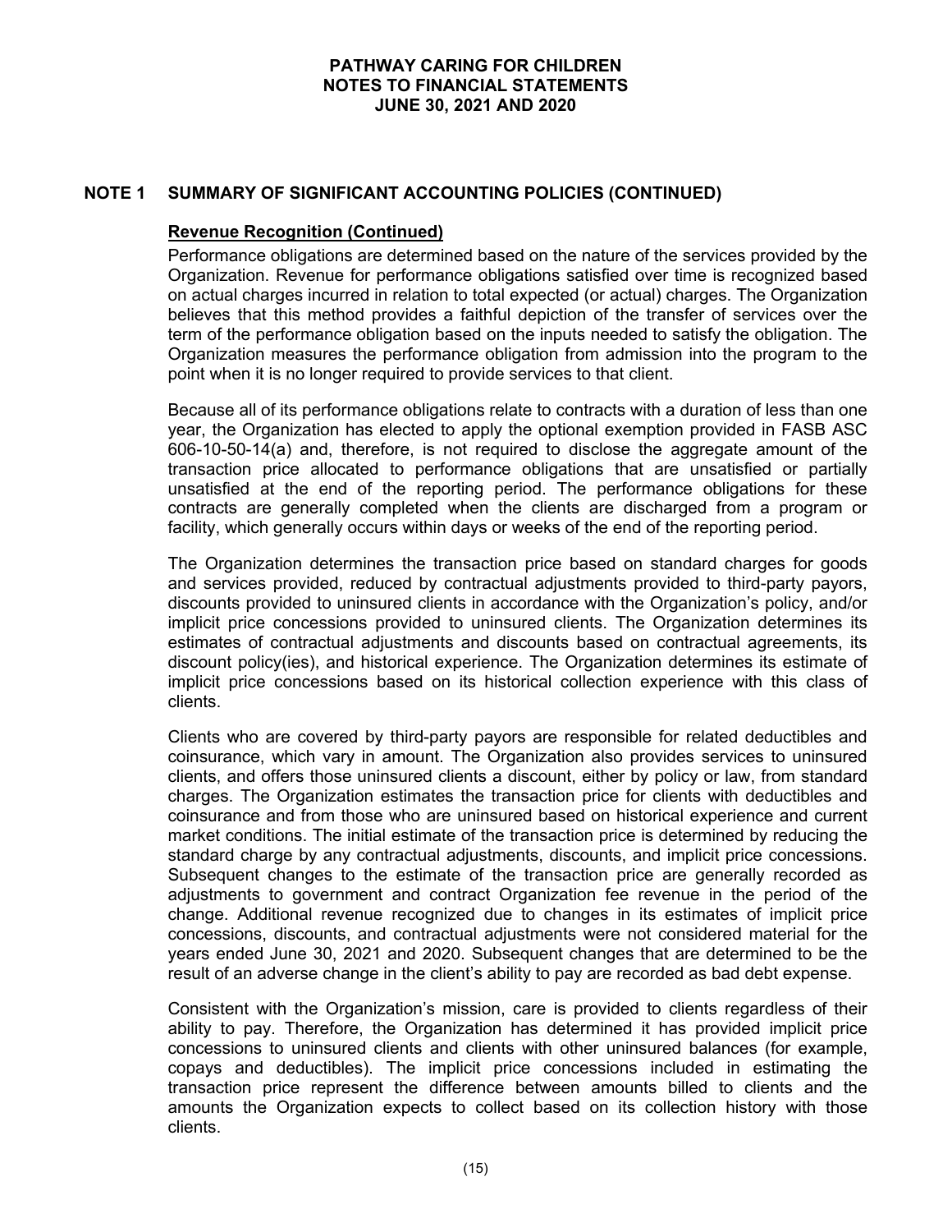## NOTE 1 SUMMARY OF SIGNIFICANT ACCOUNTING POLICIES (CONTINUED)

**Revenue Recognition (Continued)**

Performance obligations are determined based on the nature of the services provided by the Organization. Revenue for performance obligations satisfied over time is recognized based on actual charges incurred in relation to total expected (or actual) charges. The Organization believes that this method provides a faithful depiction of the transfer of services over the term of the performance obligation based on the inputs needed to satisfy the obligation. The Organization measures the performance obligation from admission into the program to the point when it is no longer required to provide services to that client.

Because all of its performance obligations relate to contracts with a duration of less than one year, the Organization has elected to apply the optional exemption provided in FASB ASC 606-10-50-14(a) and, therefore, is not required to disclose the aggregate amount of the transaction price allocated to performance obligations that are unsatisfied or partially unsatisfied at the end of the reporting period. The performance obligations for these contracts are generally completed when the clients are discharged from a program or facility, which generally occurs within days or weeks of the end of the reporting period.

The Organization determines the transaction price based on standard charges for goods and services provided, reduced by contractual adjustments provided to third-party payors, discounts provided to uninsured clients in accordance with the Organization's policy, and/or implicit price concessions provided to uninsured clients. The Organization determines its estimates of contractual adjustments and discounts based on contractual agreements, its discount policy(ies), and historical experience. The Organization determines its estimate of implicit price concessions based on its historical collection experience with this class of clients.

Clients who are covered by third-party payors are responsible for related deductibles and coinsurance, which vary in amount. The Organization also provides services to uninsured clients, and offers those uninsured clients a discount, either by policy or law, from standard charges. The Organization estimates the transaction price for clients with deductibles and coinsurance and from those who are uninsured based on historical experience and current market conditions. The initial estimate of the transaction price is determined by reducing the standard charge by any contractual adjustments, discounts, and implicit price concessions. Subsequent changes to the estimate of the transaction price are generally recorded as adjustments to government and contract Organization fee revenue in the period of the change. Additional revenue recognized due to changes in its estimates of implicit price concessions, discounts, and contractual adjustments were not considered material for the years ended June 30, 2021 and 2020. Subsequent changes that are determined to be the result of an adverse change in the client's ability to pay are recorded as bad debt expense.

Consistent with the Organization's mission, care is provided to clients regardless of their ability to pay. Therefore, the Organization has determined it has provided implicit price concessions to uninsured clients and clients with other uninsured balances (for example, copays and deductibles). The implicit price concessions included in estimating the transaction price represent the difference between amounts billed to clients and the amounts the Organization expects to collect based on its collection history with those clients.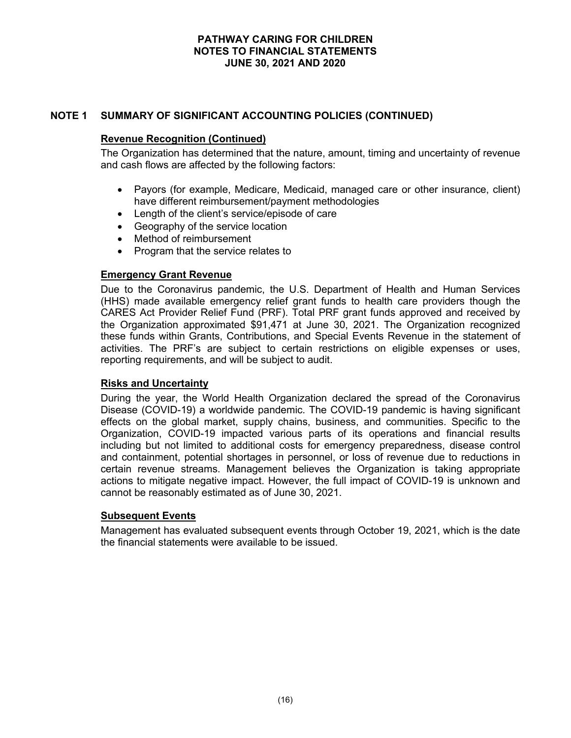# PATHWAY CARING FOR CHILDREN
# NOTES TO FINANCIAL STATEMENTS
# JUNE 30, 2021 AND 2020

## NOTE 1 SUMMARY OF SIGNIFICANT ACCOUNTING POLICIES (CONTINUED)

### Revenue Recognition (Continued)

The Organization has determined that the nature, amount, timing and uncertainty of revenue and cash flows are affected by the following factors:

- Payors (for example, Medicare, Medicaid, managed care or other insurance, client) have different reimbursement/payment methodologies
- Length of the client's service/episode of care
- Geography of the service location
- Method of reimbursement
- Program that the service relates to

### Emergency Grant Revenue

Due to the Coronavirus pandemic, the U.S. Department of Health and Human Services (HHS) made available emergency relief grant funds to health care providers though the CARES Act Provider Relief Fund (PRF). Total PRF grant funds approved and received by the Organization approximated $91,471 at June 30, 2021. The Organization recognized these funds within Grants, Contributions, and Special Events Revenue in the statement of activities. The PRF's are subject to certain restrictions on eligible expenses or uses, reporting requirements, and will be subject to audit.

### Risks and Uncertainty

During the year, the World Health Organization declared the spread of the Coronavirus Disease (COVID-19) a worldwide pandemic. The COVID-19 pandemic is having significant effects on the global market, supply chains, business, and communities. Specific to the Organization, COVID-19 impacted various parts of its operations and financial results including but not limited to additional costs for emergency preparedness, disease control and containment, potential shortages in personnel, or loss of revenue due to reductions in certain revenue streams. Management believes the Organization is taking appropriate actions to mitigate negative impact. However, the full impact of COVID-19 is unknown and cannot be reasonably estimated as of June 30, 2021.

### Subsequent Events

Management has evaluated subsequent events through October 19, 2021, which is the date the financial statements were available to be issued.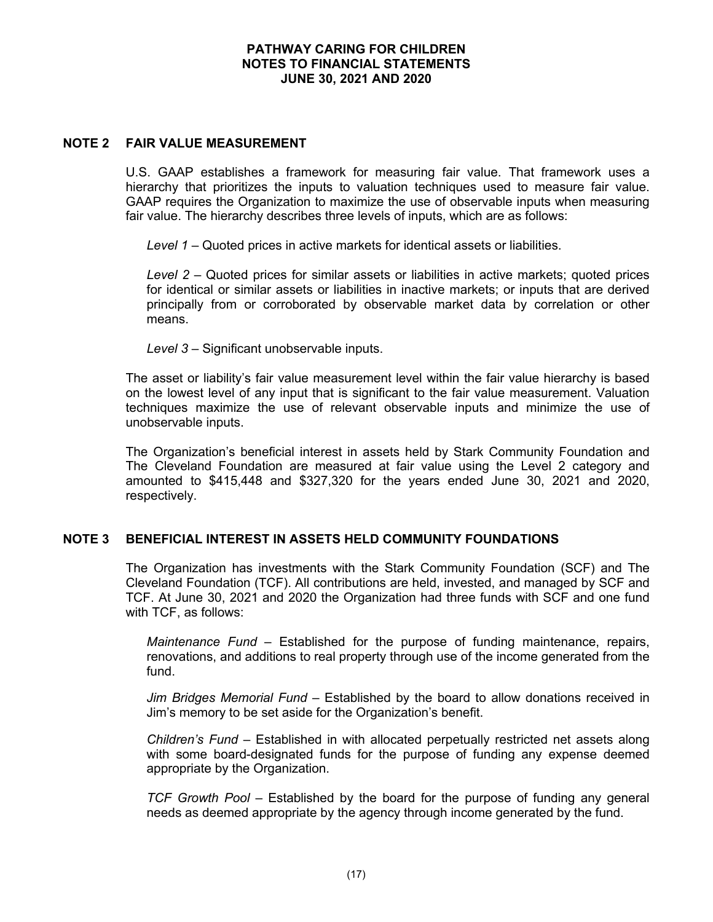## NOTE 2 FAIR VALUE MEASUREMENT

U.S. GAAP establishes a framework for measuring fair value. That framework uses a hierarchy that prioritizes the inputs to valuation techniques used to measure fair value. GAAP requires the Organization to maximize the use of observable inputs when measuring fair value. The hierarchy describes three levels of inputs, which are as follows:

*Level 1* – Quoted prices in active markets for identical assets or liabilities.

*Level 2* – Quoted prices for similar assets or liabilities in active markets; quoted prices for identical or similar assets or liabilities in inactive markets; or inputs that are derived principally from or corroborated by observable market data by correlation or other means.

*Level 3* – Significant unobservable inputs.

The asset or liability's fair value measurement level within the fair value hierarchy is based on the lowest level of any input that is significant to the fair value measurement. Valuation techniques maximize the use of relevant observable inputs and minimize the use of unobservable inputs.

The Organization's beneficial interest in assets held by Stark Community Foundation and The Cleveland Foundation are measured at fair value using the Level 2 category and amounted to $415,448 and $327,320 for the years ended June 30, 2021 and 2020, respectively.

## NOTE 3 BENEFICIAL INTEREST IN ASSETS HELD COMMUNITY FOUNDATIONS

The Organization has investments with the Stark Community Foundation (SCF) and The Cleveland Foundation (TCF). All contributions are held, invested, and managed by SCF and TCF. At June 30, 2021 and 2020 the Organization had three funds with SCF and one fund with TCF, as follows:

*Maintenance Fund* – Established for the purpose of funding maintenance, repairs, renovations, and additions to real property through use of the income generated from the fund.

*Jim Bridges Memorial Fund* – Established by the board to allow donations received in Jim's memory to be set aside for the Organization's benefit.

*Children's Fund* – Established in with allocated perpetually restricted net assets along with some board-designated funds for the purpose of funding any expense deemed appropriate by the Organization.

*TCF Growth Pool* – Established by the board for the purpose of funding any general needs as deemed appropriate by the agency through income generated by the fund.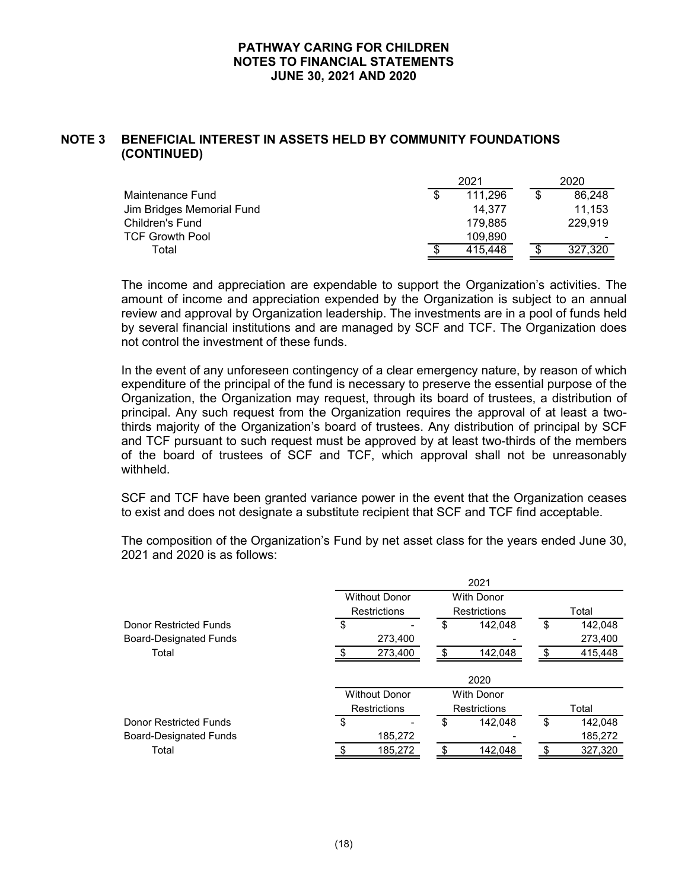## NOTE 3 BENEFICIAL INTEREST IN ASSETS HELD BY COMMUNITY FOUNDATIONS (CONTINUED)

| | 2021 | 2020 |
|---|---|---|
| Maintenance Fund | $ 111,296 | $ 86,248 |
| Jim Bridges Memorial Fund | 14,377 | 11,153 |
| Children's Fund | 179,885 | 229,919 |
| TCF Growth Pool | 109,890 | - |
| Total | $ 415,448 | $ 327,320 |

The income and appreciation are expendable to support the Organization's activities. The amount of income and appreciation expended by the Organization is subject to an annual review and approval by Organization leadership. The investments are in a pool of funds held by several financial institutions and are managed by SCF and TCF. The Organization does not control the investment of these funds.

In the event of any unforeseen contingency of a clear emergency nature, by reason of which expenditure of the principal of the fund is necessary to preserve the essential purpose of the Organization, the Organization may request, through its board of trustees, a distribution of principal. Any such request from the Organization requires the approval of at least a two-thirds majority of the Organization's board of trustees. Any distribution of principal by SCF and TCF pursuant to such request must be approved by at least two-thirds of the members of the board of trustees of SCF and TCF, which approval shall not be unreasonably withheld.

SCF and TCF have been granted variance power in the event that the Organization ceases to exist and does not designate a substitute recipient that SCF and TCF find acceptable.

The composition of the Organization's Fund by net asset class for the years ended June 30, 2021 and 2020 is as follows:

| | 2021 | | |
|---|---|---|---|
| | Without Donor Restrictions | With Donor Restrictions | Total |
| Donor Restricted Funds | $ - | $ 142,048 | $ 142,048 |
| Board-Designated Funds | 273,400 | - | 273,400 |
| Total | $ 273,400 | $ 142,048 | $ 415,448 |

| | 2020 | | |
|---|---|---|---|
| | Without Donor Restrictions | With Donor Restrictions | Total |
| Donor Restricted Funds | $ - | $ 142,048 | $ 142,048 |
| Board-Designated Funds | 185,272 | - | 185,272 |
| Total | $ 185,272 | $ 142,048 | $ 327,320 |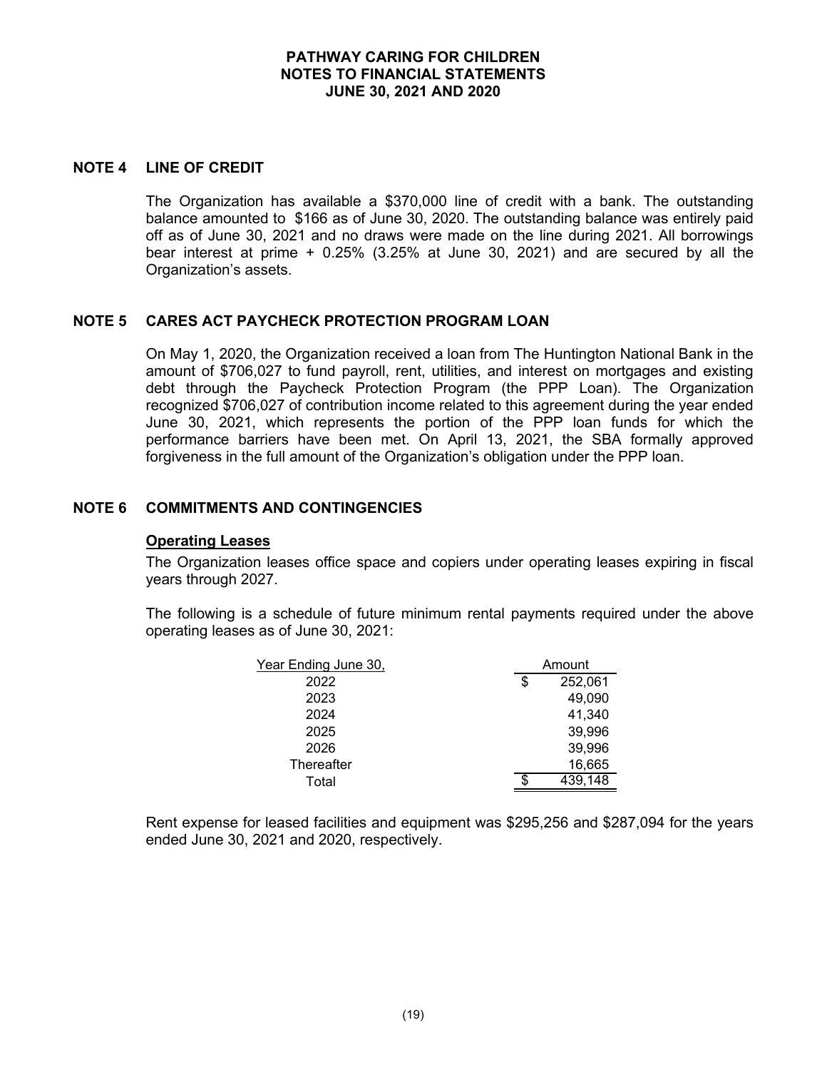## NOTE 4 LINE OF CREDIT

The Organization has available a $370,000 line of credit with a bank. The outstanding balance amounted to $166 as of June 30, 2020. The outstanding balance was entirely paid off as of June 30, 2021 and no draws were made on the line during 2021. All borrowings bear interest at prime + 0.25% (3.25% at June 30, 2021) and are secured by all the Organization's assets.

## NOTE 5 CARES ACT PAYCHECK PROTECTION PROGRAM LOAN

On May 1, 2020, the Organization received a loan from The Huntington National Bank in the amount of $706,027 to fund payroll, rent, utilities, and interest on mortgages and existing debt through the Paycheck Protection Program (the PPP Loan). The Organization recognized $706,027 of contribution income related to this agreement during the year ended June 30, 2021, which represents the portion of the PPP loan funds for which the performance barriers have been met. On April 13, 2021, the SBA formally approved forgiveness in the full amount of the Organization's obligation under the PPP loan.

## NOTE 6 COMMITMENTS AND CONTINGENCIES

**Operating Leases**

The Organization leases office space and copiers under operating leases expiring in fiscal years through 2027.

The following is a schedule of future minimum rental payments required under the above operating leases as of June 30, 2021:

| Year Ending June 30, | Amount |
|---|---|
| 2022 | $ 252,061 |
| 2023 | 49,090 |
| 2024 | 41,340 |
| 2025 | 39,996 |
| 2026 | 39,996 |
| Thereafter | 16,665 |
| Total | $ 439,148 |

Rent expense for leased facilities and equipment was $295,256 and $287,094 for the years ended June 30, 2021 and 2020, respectively.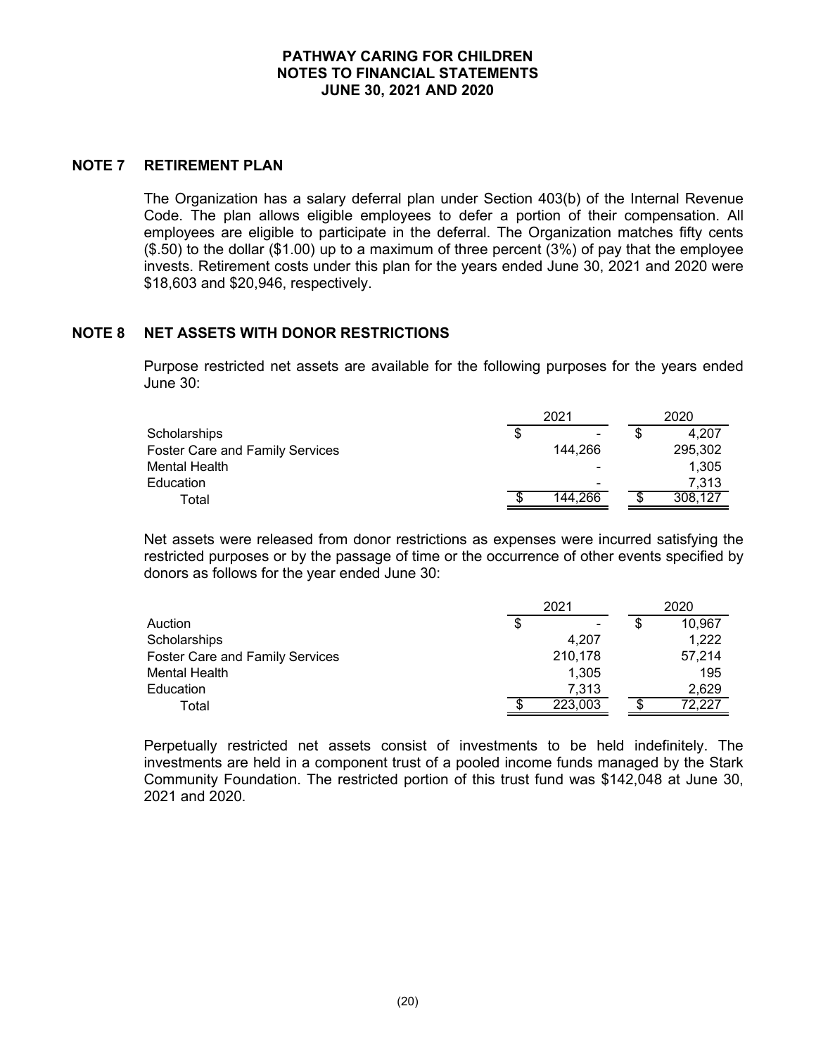# PATHWAY CARING FOR CHILDREN
## NOTES TO FINANCIAL STATEMENTS
## JUNE 30, 2021 AND 2020

## NOTE 7 RETIREMENT PLAN

The Organization has a salary deferral plan under Section 403(b) of the Internal Revenue Code. The plan allows eligible employees to defer a portion of their compensation. All employees are eligible to participate in the deferral. The Organization matches fifty cents ($.50) to the dollar ($1.00) up to a maximum of three percent (3%) of pay that the employee invests. Retirement costs under this plan for the years ended June 30, 2021 and 2020 were $18,603 and $20,946, respectively.

## NOTE 8 NET ASSETS WITH DONOR RESTRICTIONS

Purpose restricted net assets are available for the following purposes for the years ended June 30:

| | 2021 | 2020 |
|---|---|---|
| Scholarships | $ - | $ 4,207 |
| Foster Care and Family Services | 144,266 | 295,302 |
| Mental Health | - | 1,305 |
| Education | - | 7,313 |
| Total | $ 144,266 | $ 308,127 |

Net assets were released from donor restrictions as expenses were incurred satisfying the restricted purposes or by the passage of time or the occurrence of other events specified by donors as follows for the year ended June 30:

| | 2021 | 2020 |
|---|---|---|
| Auction | $ - | $ 10,967 |
| Scholarships | 4,207 | 1,222 |
| Foster Care and Family Services | 210,178 | 57,214 |
| Mental Health | 1,305 | 195 |
| Education | 7,313 | 2,629 |
| Total | $ 223,003 | $ 72,227 |

Perpetually restricted net assets consist of investments to be held indefinitely. The investments are held in a component trust of a pooled income funds managed by the Stark Community Foundation. The restricted portion of this trust fund was $142,048 at June 30, 2021 and 2020.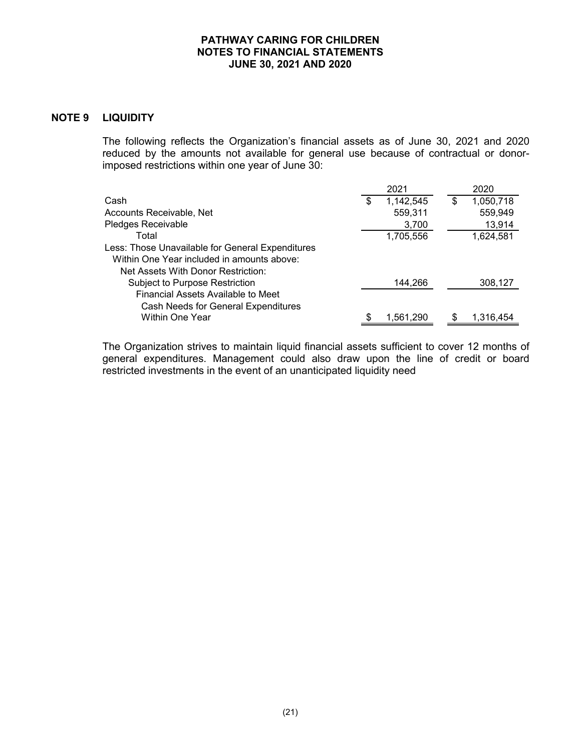## NOTE 9 LIQUIDITY

The following reflects the Organization's financial assets as of June 30, 2021 and 2020 reduced by the amounts not available for general use because of contractual or donor-imposed restrictions within one year of June 30:

| | 2021 | 2020 |
|---|---|---|
| Cash | $ 1,142,545 | $ 1,050,718 |
| Accounts Receivable, Net | 559,311 | 559,949 |
| Pledges Receivable | 3,700 | 13,914 |
| Total | 1,705,556 | 1,624,581 |
| Less: Those Unavailable for General Expenditures Within One Year included in amounts above: | | |
| Net Assets With Donor Restriction: | | |
| Subject to Purpose Restriction | 144,266 | 308,127 |
| Financial Assets Available to Meet Cash Needs for General Expenditures Within One Year | $ 1,561,290 | $ 1,316,454 |

The Organization strives to maintain liquid financial assets sufficient to cover 12 months of general expenditures. Management could also draw upon the line of credit or board restricted investments in the event of an unanticipated liquidity need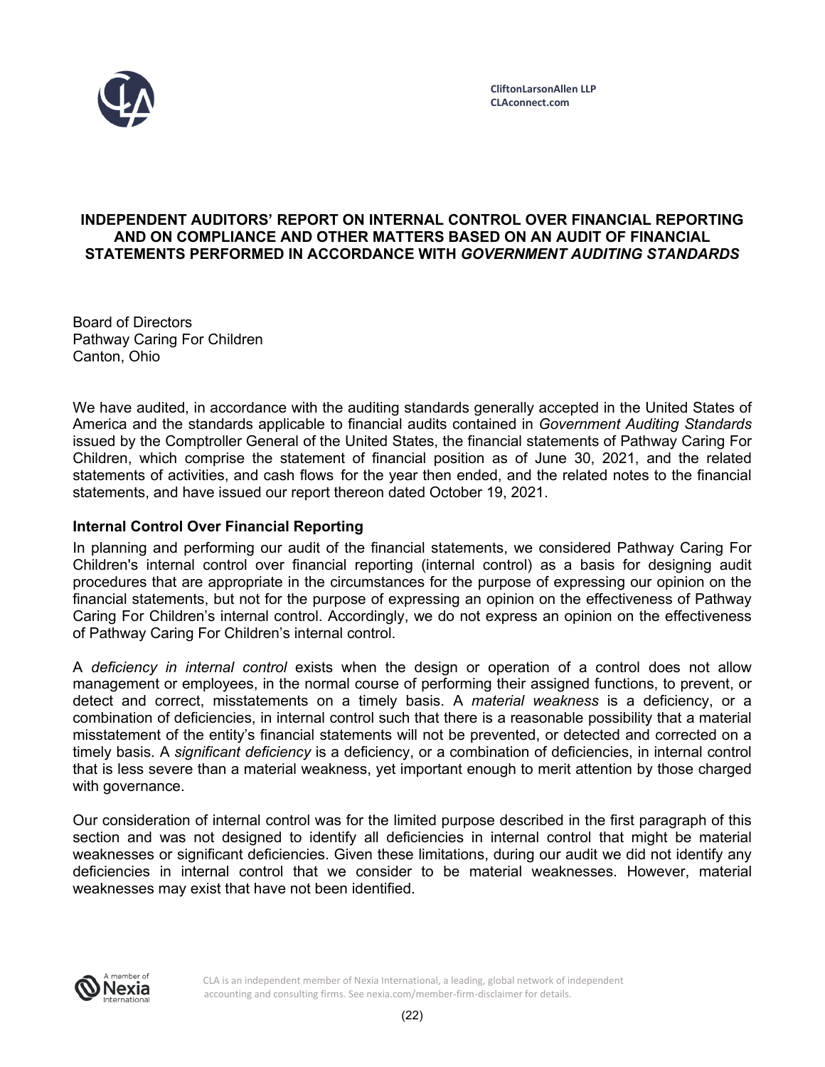CliftonLarsonAllen LLP
CLAconnect.com

# INDEPENDENT AUDITORS' REPORT ON INTERNAL CONTROL OVER FINANCIAL REPORTING AND ON COMPLIANCE AND OTHER MATTERS BASED ON AN AUDIT OF FINANCIAL STATEMENTS PERFORMED IN ACCORDANCE WITH *GOVERNMENT AUDITING STANDARDS*

Board of Directors
Pathway Caring For Children
Canton, Ohio

We have audited, in accordance with the auditing standards generally accepted in the United States of America and the standards applicable to financial audits contained in *Government Auditing Standards* issued by the Comptroller General of the United States, the financial statements of Pathway Caring For Children, which comprise the statement of financial position as of June 30, 2021, and the related statements of activities, and cash flows for the year then ended, and the related notes to the financial statements, and have issued our report thereon dated October 19, 2021.

## Internal Control Over Financial Reporting

In planning and performing our audit of the financial statements, we considered Pathway Caring For Children's internal control over financial reporting (internal control) as a basis for designing audit procedures that are appropriate in the circumstances for the purpose of expressing our opinion on the financial statements, but not for the purpose of expressing an opinion on the effectiveness of Pathway Caring For Children's internal control. Accordingly, we do not express an opinion on the effectiveness of Pathway Caring For Children's internal control.

A *deficiency in internal control* exists when the design or operation of a control does not allow management or employees, in the normal course of performing their assigned functions, to prevent, or detect and correct, misstatements on a timely basis. A *material weakness* is a deficiency, or a combination of deficiencies, in internal control such that there is a reasonable possibility that a material misstatement of the entity's financial statements will not be prevented, or detected and corrected on a timely basis. A *significant deficiency* is a deficiency, or a combination of deficiencies, in internal control that is less severe than a material weakness, yet important enough to merit attention by those charged with governance.

Our consideration of internal control was for the limited purpose described in the first paragraph of this section and was not designed to identify all deficiencies in internal control that might be material weaknesses or significant deficiencies. Given these limitations, during our audit we did not identify any deficiencies in internal control that we consider to be material weaknesses. However, material weaknesses may exist that have not been identified.

CLA is an independent member of Nexia International, a leading, global network of independent accounting and consulting firms. See nexia.com/member-firm-disclaimer for details.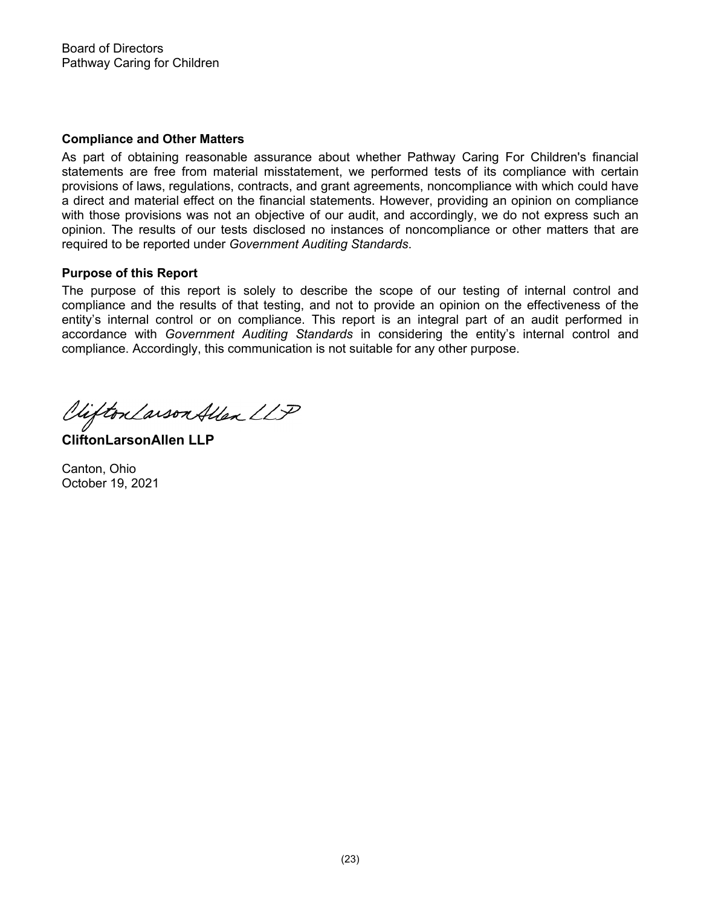Board of Directors
Pathway Caring for Children

### Compliance and Other Matters

As part of obtaining reasonable assurance about whether Pathway Caring For Children's financial statements are free from material misstatement, we performed tests of its compliance with certain provisions of laws, regulations, contracts, and grant agreements, noncompliance with which could have a direct and material effect on the financial statements. However, providing an opinion on compliance with those provisions was not an objective of our audit, and accordingly, we do not express such an opinion. The results of our tests disclosed no instances of noncompliance or other matters that are required to be reported under *Government Auditing Standards*.

### Purpose of this Report

The purpose of this report is solely to describe the scope of our testing of internal control and compliance and the results of that testing, and not to provide an opinion on the effectiveness of the entity's internal control or on compliance. This report is an integral part of an audit performed in accordance with *Government Auditing Standards* in considering the entity's internal control and compliance. Accordingly, this communication is not suitable for any other purpose.

CliftonLarsonAllen LLP

**CliftonLarsonAllen LLP**

Canton, Ohio
October 19, 2021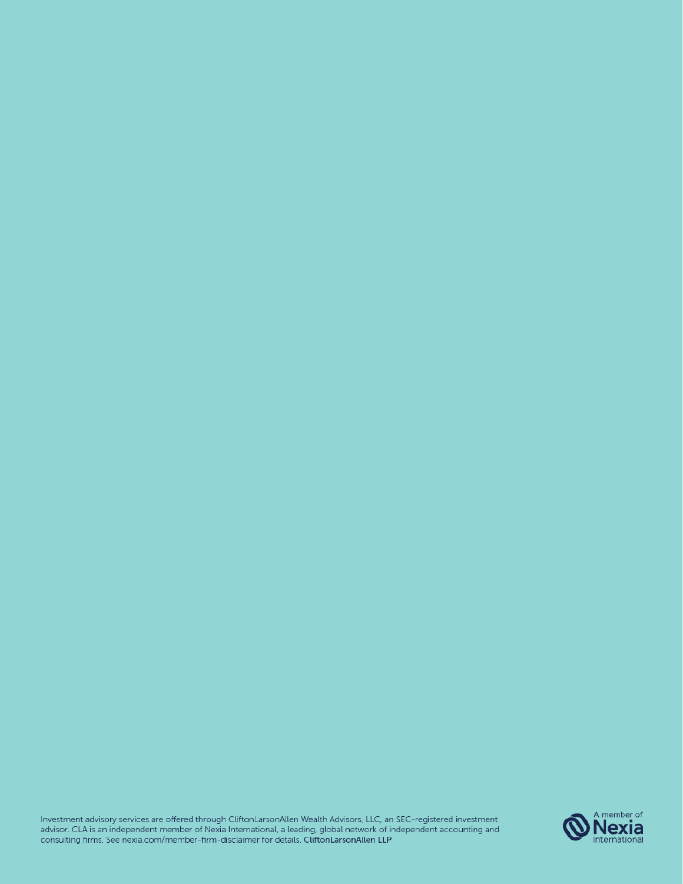Investment advisory services are offered through CliftonLarsonAllen Wealth Advisors, LLC, an SEC-registered investment advisor. CLA is an independent member of Nexia International, a leading, global network of independent accounting and consulting firms. See nexia.com/member-firm-disclaimer for details. **CliftonLarsonAllen LLP**

A member of Nexia International